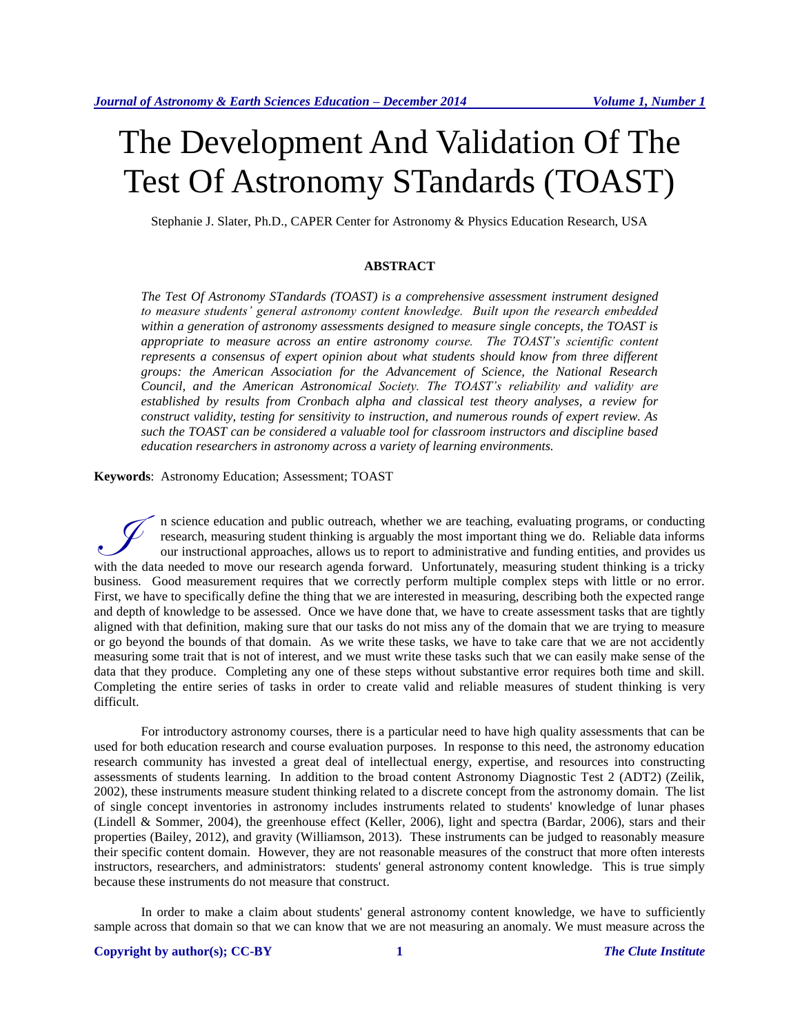# The Development And Validation Of The Test Of Astronomy STandards (TOAST)

Stephanie J. Slater, Ph.D., CAPER Center for Astronomy & Physics Education Research, USA

## ABSTRACT

*The Test Of Astronomy STandards (TOAST) is a comprehensive assessment instrument designed to measure students' general astronomy content knowledge. Built upon the research embedded within a generation of astronomy assessments designed to measure single concepts, the TOAST is appropriate to measure across an entire astronomy course. The TOAST's scientific content represents a consensus of expert opinion about what students should know from three different groups: the American Association for the Advancement of Science, the National Research Council, and the American Astronomical Society. The TOAST's reliability and validity are established by results from Cronbach alpha and classical test theory analyses, a review for construct validity, testing for sensitivity to instruction, and numerous rounds of expert review. As such the TOAST can be considered a valuable tool for classroom instructors and discipline based education researchers in astronomy across a variety of learning environments.*

**Keywords**: Astronomy Education; Assessment; TOAST

In science education and public outreach, whether we are teaching, evaluating programs, or conducting research, measuring student thinking is arguably the most important thing we do. Reliable data informs our instructional approaches, allows us to report to administrative and funding entities, and provides us with the data needed to move our research agenda forward. Unfortunately, measuring student thinking is a tricky business. Good measurement requires that we correctly perform multiple complex steps with little or no error. First, we have to specifically define the thing that we are interested in measuring, describing both the expected range and depth of knowledge to be assessed. Once we have done that, we have to create assessment tasks that are tightly aligned with that definition, making sure that our tasks do not miss any of the domain that we are trying to measure or go beyond the bounds of that domain. As we write these tasks, we have to take care that we are not accidently measuring some trait that is not of interest, and we must write these tasks such that we can easily make sense of the data that they produce. Completing any one of these steps without substantive error requires both time and skill. Completing the entire series of tasks in order to create valid and reliable measures of student thinking is very difficult.

For introductory astronomy courses, there is a particular need to have high quality assessments that can be used for both education research and course evaluation purposes. In response to this need, the astronomy education research community has invested a great deal of intellectual energy, expertise, and resources into constructing assessments of students learning. In addition to the broad content Astronomy Diagnostic Test 2 (ADT2) (Zeilik, 2002), these instruments measure student thinking related to a discrete concept from the astronomy domain. The list of single concept inventories in astronomy includes instruments related to students' knowledge of lunar phases (Lindell & Sommer, 2004), the greenhouse effect (Keller, 2006), light and spectra (Bardar, 2006), stars and their properties (Bailey, 2012), and gravity (Williamson, 2013). These instruments can be judged to reasonably measure their specific content domain. However, they are not reasonable measures of the construct that more often interests instructors, researchers, and administrators: students' general astronomy content knowledge. This is true simply because these instruments do not measure that construct.

In order to make a claim about students' general astronomy content knowledge, we have to sufficiently sample across that domain so that we can know that we are not measuring an anomaly. We must measure across the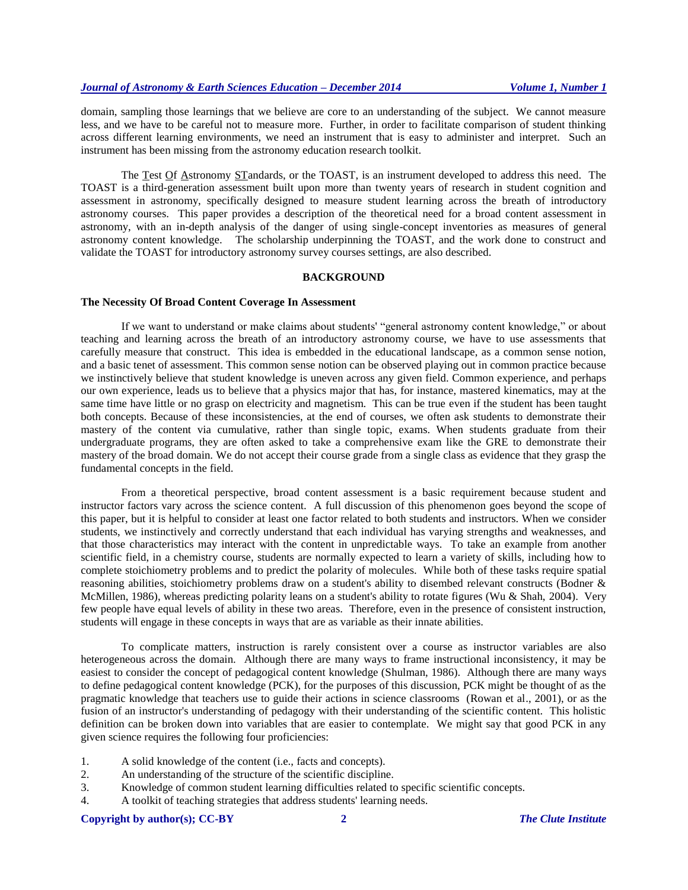domain, sampling those learnings that we believe are core to an understanding of the subject. We cannot measure less, and we have to be careful not to measure more. Further, in order to facilitate comparison of student thinking across different learning environments, we need an instrument that is easy to administer and interpret. Such an instrument has been missing from the astronomy education research toolkit.

The Test Of Astronomy STandards, or the TOAST, is an instrument developed to address this need. The TOAST is a third-generation assessment built upon more than twenty years of research in student cognition and assessment in astronomy, specifically designed to measure student learning across the breath of introductory astronomy courses. This paper provides a description of the theoretical need for a broad content assessment in astronomy, with an in-depth analysis of the danger of using single-concept inventories as measures of general astronomy content knowledge. The scholarship underpinning the TOAST, and the work done to construct and validate the TOAST for introductory astronomy survey courses settings, are also described.

## BACKGROUND

### The Necessity Of Broad Content Coverage In Assessment

If we want to understand or make claims about students' "general astronomy content knowledge," or about teaching and learning across the breath of an introductory astronomy course, we have to use assessments that carefully measure that construct. This idea is embedded in the educational landscape, as a common sense notion, and a basic tenet of assessment. This common sense notion can be observed playing out in common practice because we instinctively believe that student knowledge is uneven across any given field. Common experience, and perhaps our own experience, leads us to believe that a physics major that has, for instance, mastered kinematics, may at the same time have little or no grasp on electricity and magnetism. This can be true even if the student has been taught both concepts. Because of these inconsistencies, at the end of courses, we often ask students to demonstrate their mastery of the content via cumulative, rather than single topic, exams. When students graduate from their undergraduate programs, they are often asked to take a comprehensive exam like the GRE to demonstrate their mastery of the broad domain. We do not accept their course grade from a single class as evidence that they grasp the fundamental concepts in the field.

From a theoretical perspective, broad content assessment is a basic requirement because student and instructor factors vary across the science content. A full discussion of this phenomenon goes beyond the scope of this paper, but it is helpful to consider at least one factor related to both students and instructors. When we consider students, we instinctively and correctly understand that each individual has varying strengths and weaknesses, and that those characteristics may interact with the content in unpredictable ways. To take an example from another scientific field, in a chemistry course, students are normally expected to learn a variety of skills, including how to complete stoichiometry problems and to predict the polarity of molecules. While both of these tasks require spatial reasoning abilities, stoichiometry problems draw on a student's ability to disembed relevant constructs (Bodner & McMillen, 1986), whereas predicting polarity leans on a student's ability to rotate figures (Wu & Shah, 2004). Very few people have equal levels of ability in these two areas. Therefore, even in the presence of consistent instruction, students will engage in these concepts in ways that are as variable as their innate abilities.

To complicate matters, instruction is rarely consistent over a course as instructor variables are also heterogeneous across the domain. Although there are many ways to frame instructional inconsistency, it may be easiest to consider the concept of pedagogical content knowledge (Shulman, 1986). Although there are many ways to define pedagogical content knowledge (PCK), for the purposes of this discussion, PCK might be thought of as the pragmatic knowledge that teachers use to guide their actions in science classrooms (Rowan et al., 2001), or as the fusion of an instructor's understanding of pedagogy with their understanding of the scientific content. This holistic definition can be broken down into variables that are easier to contemplate. We might say that good PCK in any given science requires the following four proficiencies:

1. A solid knowledge of the content (i.e., facts and concepts).
2. An understanding of the structure of the scientific discipline.
3. Knowledge of common student learning difficulties related to specific scientific concepts.
4. A toolkit of teaching strategies that address students' learning needs.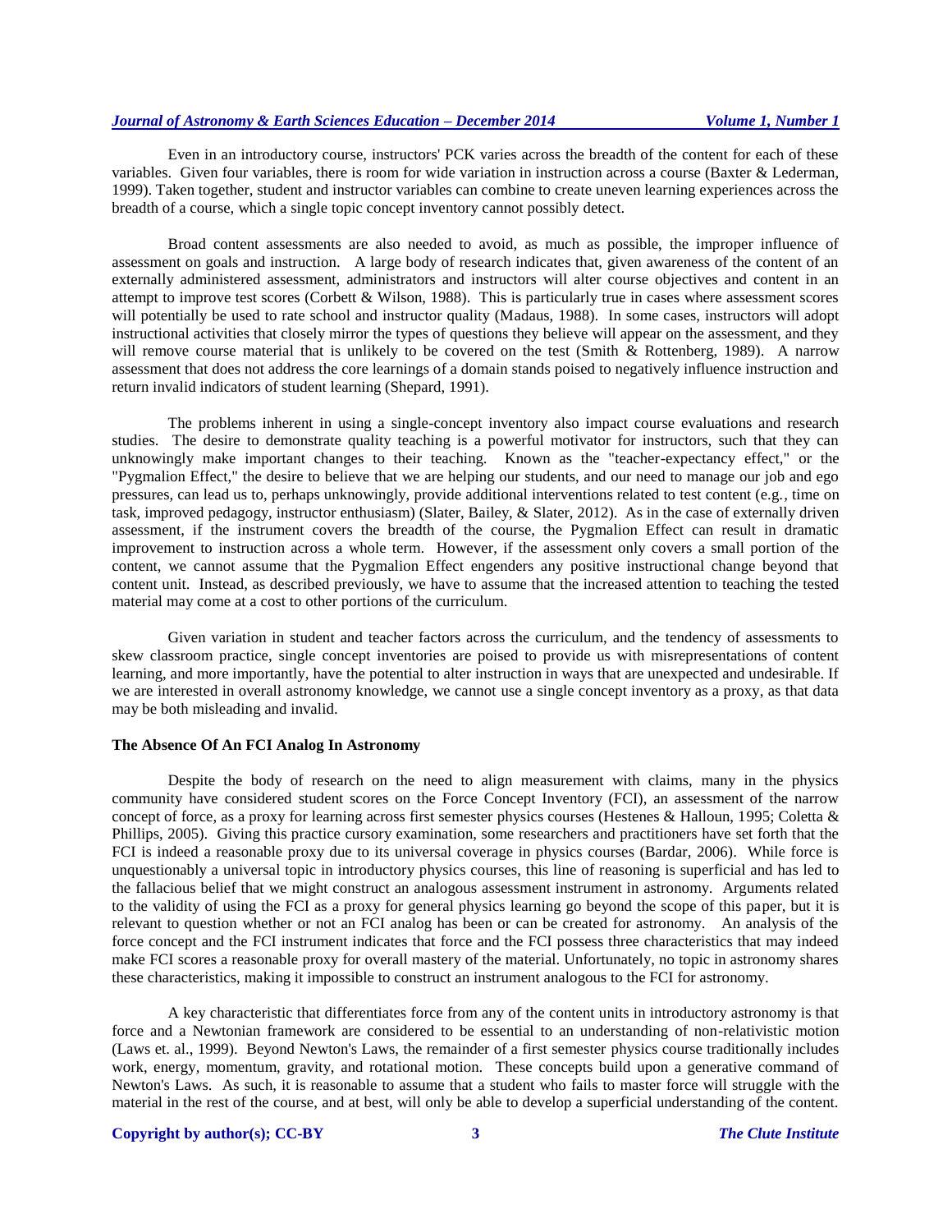Even in an introductory course, instructors' PCK varies across the breadth of the content for each of these variables. Given four variables, there is room for wide variation in instruction across a course (Baxter & Lederman, 1999). Taken together, student and instructor variables can combine to create uneven learning experiences across the breadth of a course, which a single topic concept inventory cannot possibly detect.

Broad content assessments are also needed to avoid, as much as possible, the improper influence of assessment on goals and instruction. A large body of research indicates that, given awareness of the content of an externally administered assessment, administrators and instructors will alter course objectives and content in an attempt to improve test scores (Corbett & Wilson, 1988). This is particularly true in cases where assessment scores will potentially be used to rate school and instructor quality (Madaus, 1988). In some cases, instructors will adopt instructional activities that closely mirror the types of questions they believe will appear on the assessment, and they will remove course material that is unlikely to be covered on the test (Smith & Rottenberg, 1989). A narrow assessment that does not address the core learnings of a domain stands poised to negatively influence instruction and return invalid indicators of student learning (Shepard, 1991).

The problems inherent in using a single-concept inventory also impact course evaluations and research studies. The desire to demonstrate quality teaching is a powerful motivator for instructors, such that they can unknowingly make important changes to their teaching. Known as the "teacher-expectancy effect," or the "Pygmalion Effect," the desire to believe that we are helping our students, and our need to manage our job and ego pressures, can lead us to, perhaps unknowingly, provide additional interventions related to test content (e.g., time on task, improved pedagogy, instructor enthusiasm) (Slater, Bailey, & Slater, 2012). As in the case of externally driven assessment, if the instrument covers the breadth of the course, the Pygmalion Effect can result in dramatic improvement to instruction across a whole term. However, if the assessment only covers a small portion of the content, we cannot assume that the Pygmalion Effect engenders any positive instructional change beyond that content unit. Instead, as described previously, we have to assume that the increased attention to teaching the tested material may come at a cost to other portions of the curriculum.

Given variation in student and teacher factors across the curriculum, and the tendency of assessments to skew classroom practice, single concept inventories are poised to provide us with misrepresentations of content learning, and more importantly, have the potential to alter instruction in ways that are unexpected and undesirable. If we are interested in overall astronomy knowledge, we cannot use a single concept inventory as a proxy, as that data may be both misleading and invalid.

## The Absence Of An FCI Analog In Astronomy

Despite the body of research on the need to align measurement with claims, many in the physics community have considered student scores on the Force Concept Inventory (FCI), an assessment of the narrow concept of force, as a proxy for learning across first semester physics courses (Hestenes & Halloun, 1995; Coletta & Phillips, 2005). Giving this practice cursory examination, some researchers and practitioners have set forth that the FCI is indeed a reasonable proxy due to its universal coverage in physics courses (Bardar, 2006). While force is unquestionably a universal topic in introductory physics courses, this line of reasoning is superficial and has led to the fallacious belief that we might construct an analogous assessment instrument in astronomy. Arguments related to the validity of using the FCI as a proxy for general physics learning go beyond the scope of this paper, but it is relevant to question whether or not an FCI analog has been or can be created for astronomy. An analysis of the force concept and the FCI instrument indicates that force and the FCI possess three characteristics that may indeed make FCI scores a reasonable proxy for overall mastery of the material. Unfortunately, no topic in astronomy shares these characteristics, making it impossible to construct an instrument analogous to the FCI for astronomy.

A key characteristic that differentiates force from any of the content units in introductory astronomy is that force and a Newtonian framework are considered to be essential to an understanding of non-relativistic motion (Laws et. al., 1999). Beyond Newton's Laws, the remainder of a first semester physics course traditionally includes work, energy, momentum, gravity, and rotational motion. These concepts build upon a generative command of Newton's Laws. As such, it is reasonable to assume that a student who fails to master force will struggle with the material in the rest of the course, and at best, will only be able to develop a superficial understanding of the content.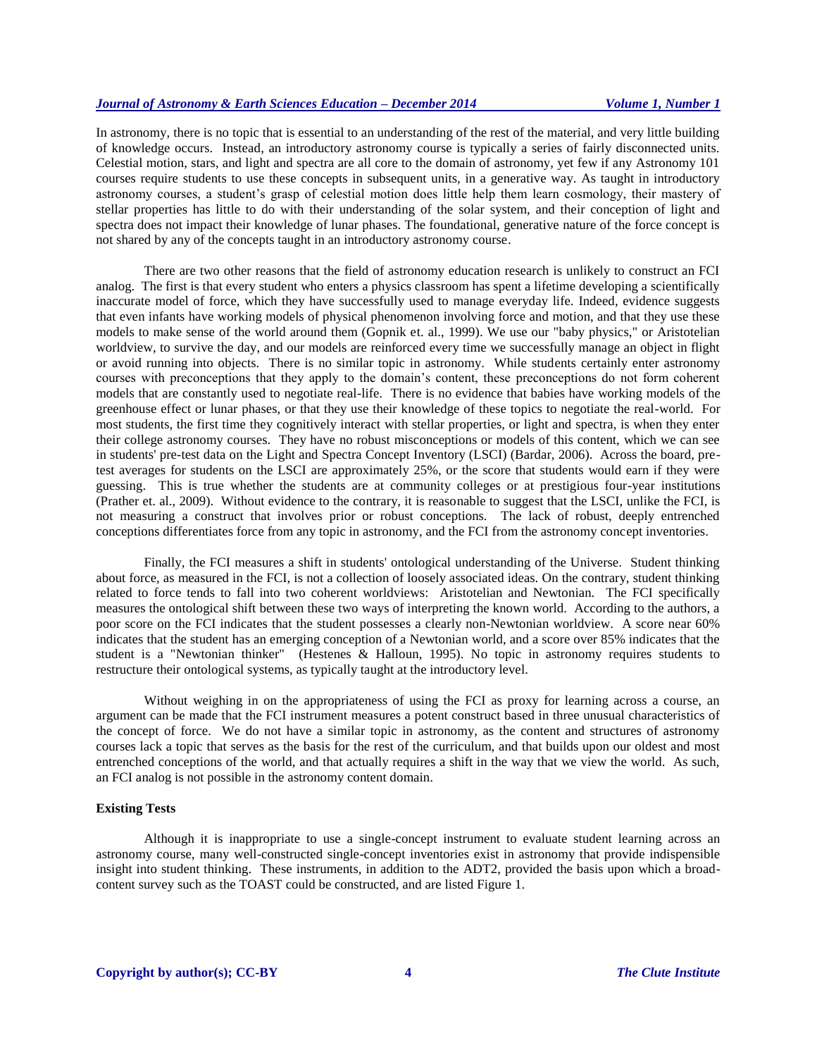In astronomy, there is no topic that is essential to an understanding of the rest of the material, and very little building of knowledge occurs. Instead, an introductory astronomy course is typically a series of fairly disconnected units. Celestial motion, stars, and light and spectra are all core to the domain of astronomy, yet few if any Astronomy 101 courses require students to use these concepts in subsequent units, in a generative way. As taught in introductory astronomy courses, a student's grasp of celestial motion does little help them learn cosmology, their mastery of stellar properties has little to do with their understanding of the solar system, and their conception of light and spectra does not impact their knowledge of lunar phases. The foundational, generative nature of the force concept is not shared by any of the concepts taught in an introductory astronomy course.

There are two other reasons that the field of astronomy education research is unlikely to construct an FCI analog. The first is that every student who enters a physics classroom has spent a lifetime developing a scientifically inaccurate model of force, which they have successfully used to manage everyday life. Indeed, evidence suggests that even infants have working models of physical phenomenon involving force and motion, and that they use these models to make sense of the world around them (Gopnik et. al., 1999). We use our "baby physics," or Aristotelian worldview, to survive the day, and our models are reinforced every time we successfully manage an object in flight or avoid running into objects. There is no similar topic in astronomy. While students certainly enter astronomy courses with preconceptions that they apply to the domain's content, these preconceptions do not form coherent models that are constantly used to negotiate real-life. There is no evidence that babies have working models of the greenhouse effect or lunar phases, or that they use their knowledge of these topics to negotiate the real-world. For most students, the first time they cognitively interact with stellar properties, or light and spectra, is when they enter their college astronomy courses. They have no robust misconceptions or models of this content, which we can see in students' pre-test data on the Light and Spectra Concept Inventory (LSCI) (Bardar, 2006). Across the board, pre-test averages for students on the LSCI are approximately 25%, or the score that students would earn if they were guessing. This is true whether the students are at community colleges or at prestigious four-year institutions (Prather et. al., 2009). Without evidence to the contrary, it is reasonable to suggest that the LSCI, unlike the FCI, is not measuring a construct that involves prior or robust conceptions. The lack of robust, deeply entrenched conceptions differentiates force from any topic in astronomy, and the FCI from the astronomy concept inventories.

Finally, the FCI measures a shift in students' ontological understanding of the Universe. Student thinking about force, as measured in the FCI, is not a collection of loosely associated ideas. On the contrary, student thinking related to force tends to fall into two coherent worldviews: Aristotelian and Newtonian. The FCI specifically measures the ontological shift between these two ways of interpreting the known world. According to the authors, a poor score on the FCI indicates that the student possesses a clearly non-Newtonian worldview. A score near 60% indicates that the student has an emerging conception of a Newtonian world, and a score over 85% indicates that the student is a "Newtonian thinker" (Hestenes & Halloun, 1995). No topic in astronomy requires students to restructure their ontological systems, as typically taught at the introductory level.

Without weighing in on the appropriateness of using the FCI as proxy for learning across a course, an argument can be made that the FCI instrument measures a potent construct based in three unusual characteristics of the concept of force. We do not have a similar topic in astronomy, as the content and structures of astronomy courses lack a topic that serves as the basis for the rest of the curriculum, and that builds upon our oldest and most entrenched conceptions of the world, and that actually requires a shift in the way that we view the world. As such, an FCI analog is not possible in the astronomy content domain.

**Existing Tests**

Although it is inappropriate to use a single-concept instrument to evaluate student learning across an astronomy course, many well-constructed single-concept inventories exist in astronomy that provide indispensible insight into student thinking. These instruments, in addition to the ADT2, provided the basis upon which a broad-content survey such as the TOAST could be constructed, and are listed Figure 1.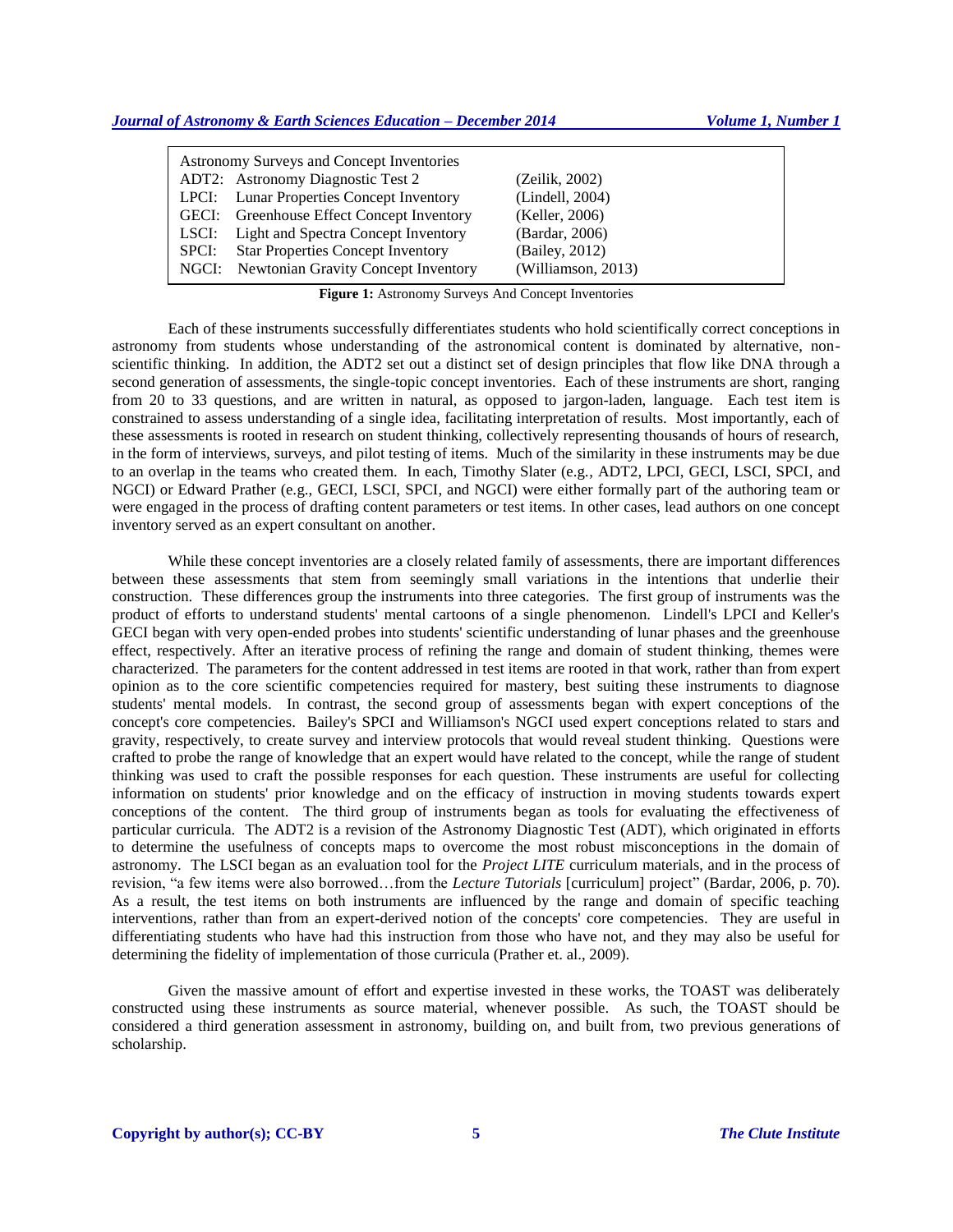| Astronomy Surveys and Concept Inventories | | |
|---|---|---|
| ADT2: | Astronomy Diagnostic Test 2 | (Zeilik, 2002) |
| LPCI: | Lunar Properties Concept Inventory | (Lindell, 2004) |
| GECI: | Greenhouse Effect Concept Inventory | (Keller, 2006) |
| LSCI: | Light and Spectra Concept Inventory | (Bardar, 2006) |
| SPCI: | Star Properties Concept Inventory | (Bailey, 2012) |
| NGCI: | Newtonian Gravity Concept Inventory | (Williamson, 2013) |

**Figure 1:** Astronomy Surveys And Concept Inventories

Each of these instruments successfully differentiates students who hold scientifically correct conceptions in astronomy from students whose understanding of the astronomical content is dominated by alternative, non-scientific thinking. In addition, the ADT2 set out a distinct set of design principles that flow like DNA through a second generation of assessments, the single-topic concept inventories. Each of these instruments are short, ranging from 20 to 33 questions, and are written in natural, as opposed to jargon-laden, language. Each test item is constrained to assess understanding of a single idea, facilitating interpretation of results. Most importantly, each of these assessments is rooted in research on student thinking, collectively representing thousands of hours of research, in the form of interviews, surveys, and pilot testing of items. Much of the similarity in these instruments may be due to an overlap in the teams who created them. In each, Timothy Slater (e.g., ADT2, LPCI, GECI, LSCI, SPCI, and NGCI) or Edward Prather (e.g., GECI, LSCI, SPCI, and NGCI) were either formally part of the authoring team or were engaged in the process of drafting content parameters or test items. In other cases, lead authors on one concept inventory served as an expert consultant on another.

While these concept inventories are a closely related family of assessments, there are important differences between these assessments that stem from seemingly small variations in the intentions that underlie their construction. These differences group the instruments into three categories. The first group of instruments was the product of efforts to understand students' mental cartoons of a single phenomenon. Lindell's LPCI and Keller's GECI began with very open-ended probes into students' scientific understanding of lunar phases and the greenhouse effect, respectively. After an iterative process of refining the range and domain of student thinking, themes were characterized. The parameters for the content addressed in test items are rooted in that work, rather than from expert opinion as to the core scientific competencies required for mastery, best suiting these instruments to diagnose students' mental models. In contrast, the second group of assessments began with expert conceptions of the concept's core competencies. Bailey's SPCI and Williamson's NGCI used expert conceptions related to stars and gravity, respectively, to create survey and interview protocols that would reveal student thinking. Questions were crafted to probe the range of knowledge that an expert would have related to the concept, while the range of student thinking was used to craft the possible responses for each question. These instruments are useful for collecting information on students' prior knowledge and on the efficacy of instruction in moving students towards expert conceptions of the content. The third group of instruments began as tools for evaluating the effectiveness of particular curricula. The ADT2 is a revision of the Astronomy Diagnostic Test (ADT), which originated in efforts to determine the usefulness of concepts maps to overcome the most robust misconceptions in the domain of astronomy. The LSCI began as an evaluation tool for the *Project LITE* curriculum materials, and in the process of revision, "a few items were also borrowed…from the *Lecture Tutorials* [curriculum] project" (Bardar, 2006, p. 70). As a result, the test items on both instruments are influenced by the range and domain of specific teaching interventions, rather than from an expert-derived notion of the concepts' core competencies. They are useful in differentiating students who have had this instruction from those who have not, and they may also be useful for determining the fidelity of implementation of those curricula (Prather et. al., 2009).

Given the massive amount of effort and expertise invested in these works, the TOAST was deliberately constructed using these instruments as source material, whenever possible. As such, the TOAST should be considered a third generation assessment in astronomy, building on, and built from, two previous generations of scholarship.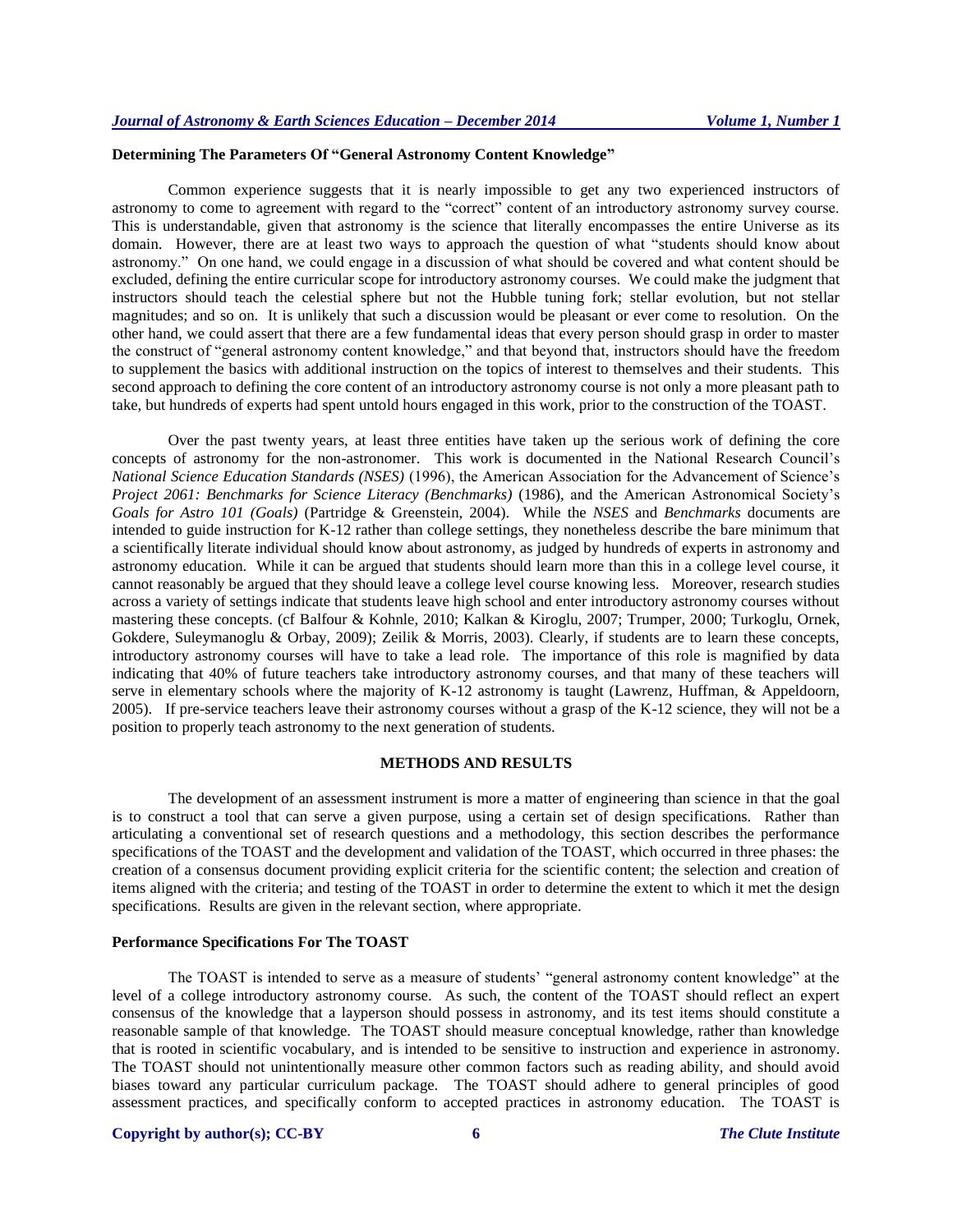### Determining The Parameters Of "General Astronomy Content Knowledge"

Common experience suggests that it is nearly impossible to get any two experienced instructors of astronomy to come to agreement with regard to the "correct" content of an introductory astronomy survey course. This is understandable, given that astronomy is the science that literally encompasses the entire Universe as its domain. However, there are at least two ways to approach the question of what "students should know about astronomy." On one hand, we could engage in a discussion of what should be covered and what content should be excluded, defining the entire curricular scope for introductory astronomy courses. We could make the judgment that instructors should teach the celestial sphere but not the Hubble tuning fork; stellar evolution, but not stellar magnitudes; and so on. It is unlikely that such a discussion would be pleasant or ever come to resolution. On the other hand, we could assert that there are a few fundamental ideas that every person should grasp in order to master the construct of "general astronomy content knowledge," and that beyond that, instructors should have the freedom to supplement the basics with additional instruction on the topics of interest to themselves and their students. This second approach to defining the core content of an introductory astronomy course is not only a more pleasant path to take, but hundreds of experts had spent untold hours engaged in this work, prior to the construction of the TOAST.

Over the past twenty years, at least three entities have taken up the serious work of defining the core concepts of astronomy for the non-astronomer. This work is documented in the National Research Council's *National Science Education Standards (NSES)* (1996), the American Association for the Advancement of Science's *Project 2061: Benchmarks for Science Literacy (Benchmarks)* (1986), and the American Astronomical Society's *Goals for Astro 101 (Goals)* (Partridge & Greenstein, 2004). While the *NSES* and *Benchmarks* documents are intended to guide instruction for K-12 rather than college settings, they nonetheless describe the bare minimum that a scientifically literate individual should know about astronomy, as judged by hundreds of experts in astronomy and astronomy education. While it can be argued that students should learn more than this in a college level course, it cannot reasonably be argued that they should leave a college level course knowing less. Moreover, research studies across a variety of settings indicate that students leave high school and enter introductory astronomy courses without mastering these concepts. (cf Balfour & Kohnle, 2010; Kalkan & Kiroglu, 2007; Trumper, 2000; Turkoglu, Ornek, Gokdere, Suleymanoglu & Orbay, 2009); Zeilik & Morris, 2003). Clearly, if students are to learn these concepts, introductory astronomy courses will have to take a lead role. The importance of this role is magnified by data indicating that 40% of future teachers take introductory astronomy courses, and that many of these teachers will serve in elementary schools where the majority of K-12 astronomy is taught (Lawrenz, Huffman, & Appeldoorn, 2005). If pre-service teachers leave their astronomy courses without a grasp of the K-12 science, they will not be a position to properly teach astronomy to the next generation of students.

## METHODS AND RESULTS

The development of an assessment instrument is more a matter of engineering than science in that the goal is to construct a tool that can serve a given purpose, using a certain set of design specifications. Rather than articulating a conventional set of research questions and a methodology, this section describes the performance specifications of the TOAST and the development and validation of the TOAST, which occurred in three phases: the creation of a consensus document providing explicit criteria for the scientific content; the selection and creation of items aligned with the criteria; and testing of the TOAST in order to determine the extent to which it met the design specifications. Results are given in the relevant section, where appropriate.

### Performance Specifications For The TOAST

The TOAST is intended to serve as a measure of students' "general astronomy content knowledge" at the level of a college introductory astronomy course. As such, the content of the TOAST should reflect an expert consensus of the knowledge that a layperson should possess in astronomy, and its test items should constitute a reasonable sample of that knowledge. The TOAST should measure conceptual knowledge, rather than knowledge that is rooted in scientific vocabulary, and is intended to be sensitive to instruction and experience in astronomy. The TOAST should not unintentionally measure other common factors such as reading ability, and should avoid biases toward any particular curriculum package. The TOAST should adhere to general principles of good assessment practices, and specifically conform to accepted practices in astronomy education. The TOAST is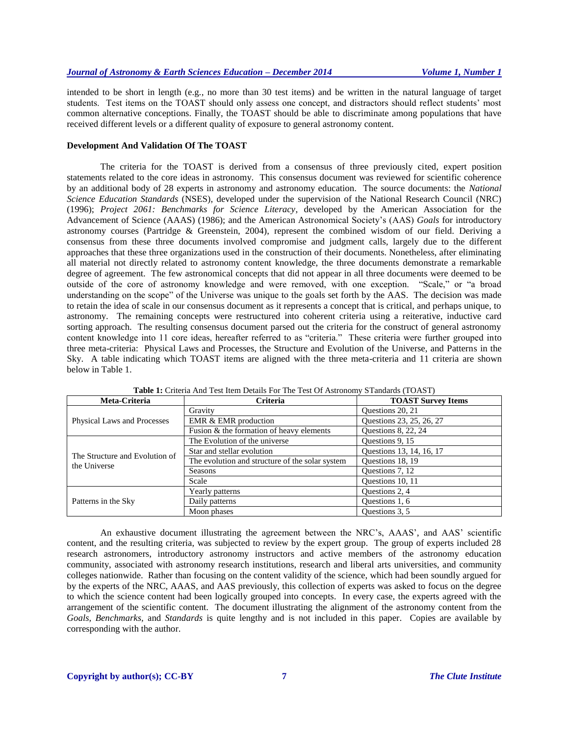intended to be short in length (e.g., no more than 30 test items) and be written in the natural language of target students. Test items on the TOAST should only assess one concept, and distractors should reflect students' most common alternative conceptions. Finally, the TOAST should be able to discriminate among populations that have received different levels or a different quality of exposure to general astronomy content.

**Development And Validation Of The TOAST**

The criteria for the TOAST is derived from a consensus of three previously cited, expert position statements related to the core ideas in astronomy. This consensus document was reviewed for scientific coherence by an additional body of 28 experts in astronomy and astronomy education. The source documents: the *National Science Education Standards* (NSES), developed under the supervision of the National Research Council (NRC) (1996); *Project 2061: Benchmarks for Science Literacy*, developed by the American Association for the Advancement of Science (AAAS) (1986); and the American Astronomical Society's (AAS) *Goals* for introductory astronomy courses (Partridge & Greenstein, 2004), represent the combined wisdom of our field. Deriving a consensus from these three documents involved compromise and judgment calls, largely due to the different approaches that these three organizations used in the construction of their documents. Nonetheless, after eliminating all material not directly related to astronomy content knowledge, the three documents demonstrate a remarkable degree of agreement. The few astronomical concepts that did not appear in all three documents were deemed to be outside of the core of astronomy knowledge and were removed, with one exception. "Scale," or "a broad understanding on the scope" of the Universe was unique to the goals set forth by the AAS. The decision was made to retain the idea of scale in our consensus document as it represents a concept that is critical, and perhaps unique, to astronomy. The remaining concepts were restructured into coherent criteria using a reiterative, inductive card sorting approach. The resulting consensus document parsed out the criteria for the construct of general astronomy content knowledge into 11 core ideas, hereafter referred to as "criteria." These criteria were further grouped into three meta-criteria: Physical Laws and Processes, the Structure and Evolution of the Universe, and Patterns in the Sky. A table indicating which TOAST items are aligned with the three meta-criteria and 11 criteria are shown below in Table 1.

**Table 1:** Criteria And Test Item Details For The Test Of Astronomy STandards (TOAST)

| Meta-Criteria | Criteria | TOAST Survey Items |
|---|---|---|
| Physical Laws and Processes | Gravity | Questions 20, 21 |
| | EMR & EMR production | Questions 23, 25, 26, 27 |
| | Fusion & the formation of heavy elements | Questions 8, 22, 24 |
| The Structure and Evolution of the Universe | The Evolution of the universe | Questions 9, 15 |
| | Star and stellar evolution | Questions 13, 14, 16, 17 |
| | The evolution and structure of the solar system | Questions 18, 19 |
| | Seasons | Questions 7, 12 |
| | Scale | Questions 10, 11 |
| Patterns in the Sky | Yearly patterns | Questions 2, 4 |
| | Daily patterns | Questions 1, 6 |
| | Moon phases | Questions 3, 5 |

An exhaustive document illustrating the agreement between the NRC's, AAAS', and AAS' scientific content, and the resulting criteria, was subjected to review by the expert group. The group of experts included 28 research astronomers, introductory astronomy instructors and active members of the astronomy education community, associated with astronomy research institutions, research and liberal arts universities, and community colleges nationwide. Rather than focusing on the content validity of the science, which had been soundly argued for by the experts of the NRC, AAAS, and AAS previously, this collection of experts was asked to focus on the degree to which the science content had been logically grouped into concepts. In every case, the experts agreed with the arrangement of the scientific content. The document illustrating the alignment of the astronomy content from the *Goals, Benchmarks,* and *Standards* is quite lengthy and is not included in this paper. Copies are available by corresponding with the author.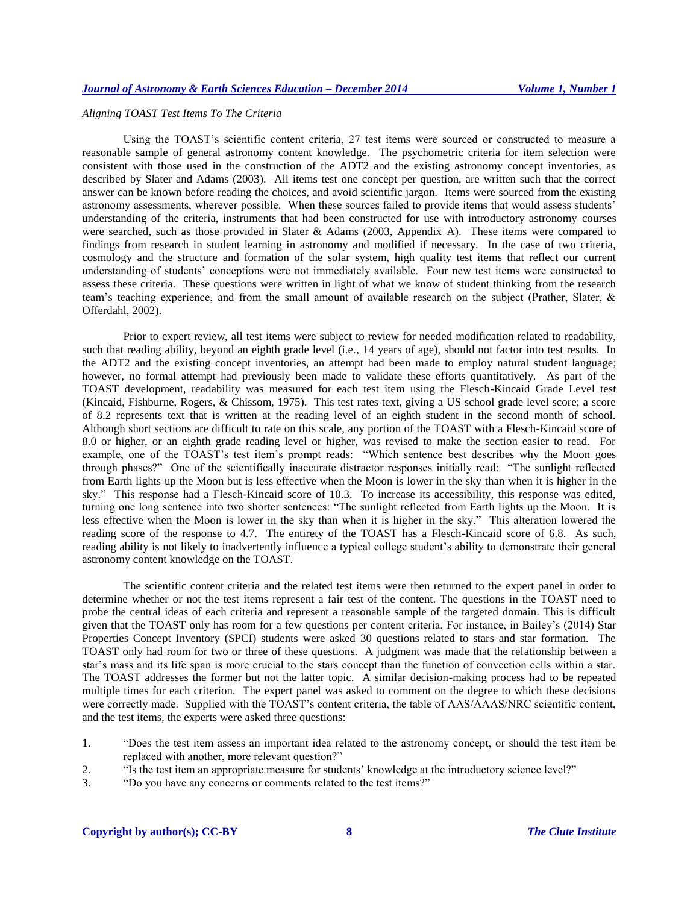*Aligning TOAST Test Items To The Criteria*

Using the TOAST's scientific content criteria, 27 test items were sourced or constructed to measure a reasonable sample of general astronomy content knowledge. The psychometric criteria for item selection were consistent with those used in the construction of the ADT2 and the existing astronomy concept inventories, as described by Slater and Adams (2003). All items test one concept per question, are written such that the correct answer can be known before reading the choices, and avoid scientific jargon. Items were sourced from the existing astronomy assessments, wherever possible. When these sources failed to provide items that would assess students' understanding of the criteria, instruments that had been constructed for use with introductory astronomy courses were searched, such as those provided in Slater & Adams (2003, Appendix A). These items were compared to findings from research in student learning in astronomy and modified if necessary. In the case of two criteria, cosmology and the structure and formation of the solar system, high quality test items that reflect our current understanding of students' conceptions were not immediately available. Four new test items were constructed to assess these criteria. These questions were written in light of what we know of student thinking from the research team's teaching experience, and from the small amount of available research on the subject (Prather, Slater, & Offerdahl, 2002).

Prior to expert review, all test items were subject to review for needed modification related to readability, such that reading ability, beyond an eighth grade level (i.e., 14 years of age), should not factor into test results. In the ADT2 and the existing concept inventories, an attempt had been made to employ natural student language; however, no formal attempt had previously been made to validate these efforts quantitatively. As part of the TOAST development, readability was measured for each test item using the Flesch-Kincaid Grade Level test (Kincaid, Fishburne, Rogers, & Chissom, 1975). This test rates text, giving a US school grade level score; a score of 8.2 represents text that is written at the reading level of an eighth student in the second month of school. Although short sections are difficult to rate on this scale, any portion of the TOAST with a Flesch-Kincaid score of 8.0 or higher, or an eighth grade reading level or higher, was revised to make the section easier to read. For example, one of the TOAST's test item's prompt reads: "Which sentence best describes why the Moon goes through phases?" One of the scientifically inaccurate distractor responses initially read: "The sunlight reflected from Earth lights up the Moon but is less effective when the Moon is lower in the sky than when it is higher in the sky." This response had a Flesch-Kincaid score of 10.3. To increase its accessibility, this response was edited, turning one long sentence into two shorter sentences: "The sunlight reflected from Earth lights up the Moon. It is less effective when the Moon is lower in the sky than when it is higher in the sky." This alteration lowered the reading score of the response to 4.7. The entirety of the TOAST has a Flesch-Kincaid score of 6.8. As such, reading ability is not likely to inadvertently influence a typical college student's ability to demonstrate their general astronomy content knowledge on the TOAST.

The scientific content criteria and the related test items were then returned to the expert panel in order to determine whether or not the test items represent a fair test of the content. The questions in the TOAST need to probe the central ideas of each criteria and represent a reasonable sample of the targeted domain. This is difficult given that the TOAST only has room for a few questions per content criteria. For instance, in Bailey's (2014) Star Properties Concept Inventory (SPCI) students were asked 30 questions related to stars and star formation. The TOAST only had room for two or three of these questions. A judgment was made that the relationship between a star's mass and its life span is more crucial to the stars concept than the function of convection cells within a star. The TOAST addresses the former but not the latter topic. A similar decision-making process had to be repeated multiple times for each criterion. The expert panel was asked to comment on the degree to which these decisions were correctly made. Supplied with the TOAST's content criteria, the table of AAS/AAAS/NRC scientific content, and the test items, the experts were asked three questions:

1. "Does the test item assess an important idea related to the astronomy concept, or should the test item be replaced with another, more relevant question?"
2. "Is the test item an appropriate measure for students' knowledge at the introductory science level?"
3. "Do you have any concerns or comments related to the test items?"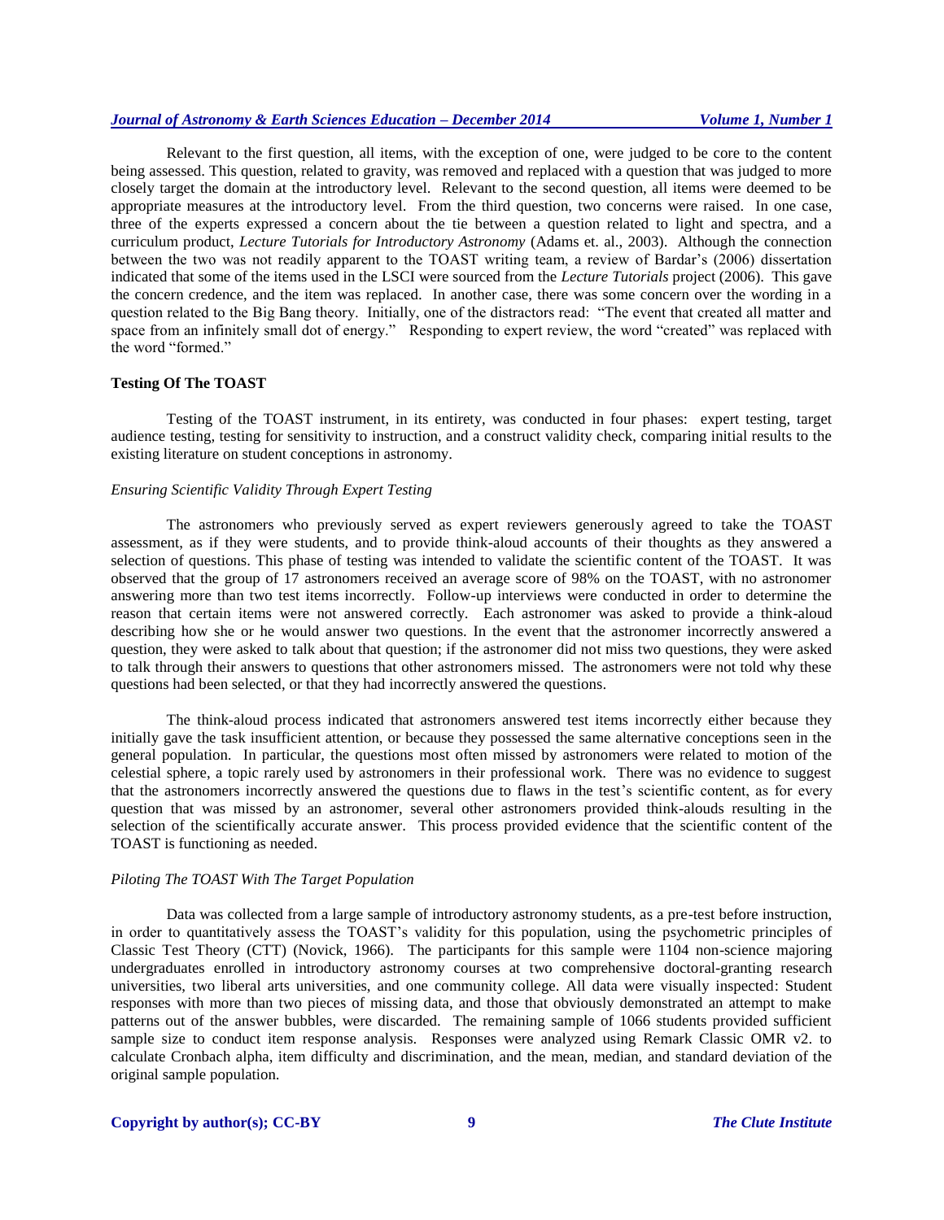Relevant to the first question, all items, with the exception of one, were judged to be core to the content being assessed. This question, related to gravity, was removed and replaced with a question that was judged to more closely target the domain at the introductory level. Relevant to the second question, all items were deemed to be appropriate measures at the introductory level. From the third question, two concerns were raised. In one case, three of the experts expressed a concern about the tie between a question related to light and spectra, and a curriculum product, *Lecture Tutorials for Introductory Astronomy* (Adams et. al., 2003). Although the connection between the two was not readily apparent to the TOAST writing team, a review of Bardar's (2006) dissertation indicated that some of the items used in the LSCI were sourced from the *Lecture Tutorials* project (2006). This gave the concern credence, and the item was replaced. In another case, there was some concern over the wording in a question related to the Big Bang theory. Initially, one of the distractors read: "The event that created all matter and space from an infinitely small dot of energy." Responding to expert review, the word "created" was replaced with the word "formed."

### Testing Of The TOAST

Testing of the TOAST instrument, in its entirety, was conducted in four phases: expert testing, target audience testing, testing for sensitivity to instruction, and a construct validity check, comparing initial results to the existing literature on student conceptions in astronomy.

#### *Ensuring Scientific Validity Through Expert Testing*

The astronomers who previously served as expert reviewers generously agreed to take the TOAST assessment, as if they were students, and to provide think-aloud accounts of their thoughts as they answered a selection of questions. This phase of testing was intended to validate the scientific content of the TOAST. It was observed that the group of 17 astronomers received an average score of 98% on the TOAST, with no astronomer answering more than two test items incorrectly. Follow-up interviews were conducted in order to determine the reason that certain items were not answered correctly. Each astronomer was asked to provide a think-aloud describing how she or he would answer two questions. In the event that the astronomer incorrectly answered a question, they were asked to talk about that question; if the astronomer did not miss two questions, they were asked to talk through their answers to questions that other astronomers missed. The astronomers were not told why these questions had been selected, or that they had incorrectly answered the questions.

The think-aloud process indicated that astronomers answered test items incorrectly either because they initially gave the task insufficient attention, or because they possessed the same alternative conceptions seen in the general population. In particular, the questions most often missed by astronomers were related to motion of the celestial sphere, a topic rarely used by astronomers in their professional work. There was no evidence to suggest that the astronomers incorrectly answered the questions due to flaws in the test's scientific content, as for every question that was missed by an astronomer, several other astronomers provided think-alouds resulting in the selection of the scientifically accurate answer. This process provided evidence that the scientific content of the TOAST is functioning as needed.

#### *Piloting The TOAST With The Target Population*

Data was collected from a large sample of introductory astronomy students, as a pre-test before instruction, in order to quantitatively assess the TOAST's validity for this population, using the psychometric principles of Classic Test Theory (CTT) (Novick, 1966). The participants for this sample were 1104 non-science majoring undergraduates enrolled in introductory astronomy courses at two comprehensive doctoral-granting research universities, two liberal arts universities, and one community college. All data were visually inspected: Student responses with more than two pieces of missing data, and those that obviously demonstrated an attempt to make patterns out of the answer bubbles, were discarded. The remaining sample of 1066 students provided sufficient sample size to conduct item response analysis. Responses were analyzed using Remark Classic OMR v2. to calculate Cronbach alpha, item difficulty and discrimination, and the mean, median, and standard deviation of the original sample population.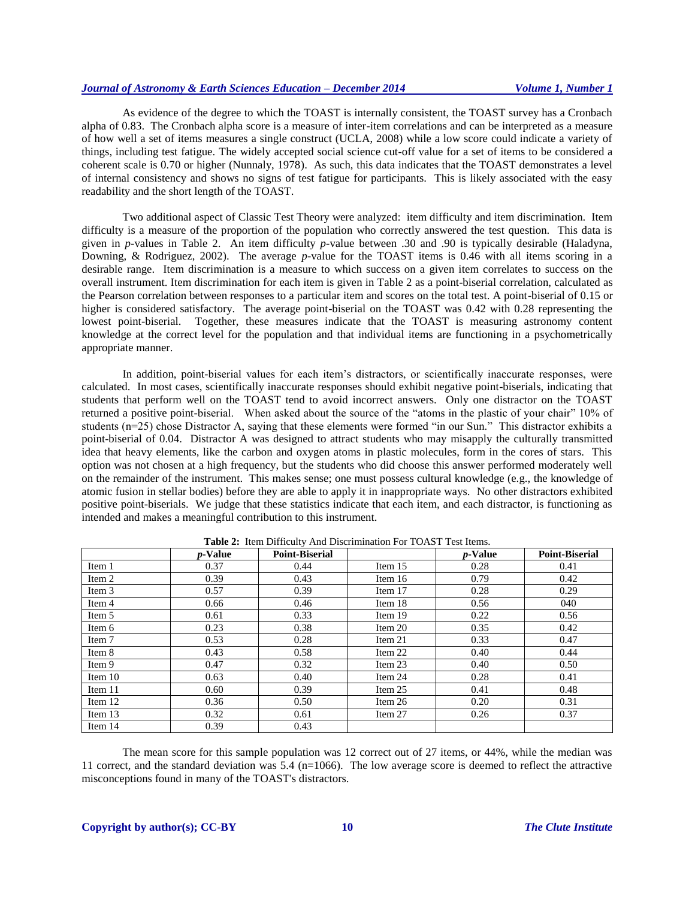As evidence of the degree to which the TOAST is internally consistent, the TOAST survey has a Cronbach alpha of 0.83. The Cronbach alpha score is a measure of inter-item correlations and can be interpreted as a measure of how well a set of items measures a single construct (UCLA, 2008) while a low score could indicate a variety of things, including test fatigue. The widely accepted social science cut-off value for a set of items to be considered a coherent scale is 0.70 or higher (Nunnaly, 1978). As such, this data indicates that the TOAST demonstrates a level of internal consistency and shows no signs of test fatigue for participants. This is likely associated with the easy readability and the short length of the TOAST.

Two additional aspect of Classic Test Theory were analyzed: item difficulty and item discrimination. Item difficulty is a measure of the proportion of the population who correctly answered the test question. This data is given in *p*-values in Table 2. An item difficulty *p*-value between .30 and .90 is typically desirable (Haladyna, Downing, & Rodriguez, 2002). The average *p*-value for the TOAST items is 0.46 with all items scoring in a desirable range. Item discrimination is a measure to which success on a given item correlates to success on the overall instrument. Item discrimination for each item is given in Table 2 as a point-biserial correlation, calculated as the Pearson correlation between responses to a particular item and scores on the total test. A point-biserial of 0.15 or higher is considered satisfactory. The average point-biserial on the TOAST was 0.42 with 0.28 representing the lowest point-biserial. Together, these measures indicate that the TOAST is measuring astronomy content knowledge at the correct level for the population and that individual items are functioning in a psychometrically appropriate manner.

In addition, point-biserial values for each item's distractors, or scientifically inaccurate responses, were calculated. In most cases, scientifically inaccurate responses should exhibit negative point-biserials, indicating that students that perform well on the TOAST tend to avoid incorrect answers. Only one distractor on the TOAST returned a positive point-biserial. When asked about the source of the "atoms in the plastic of your chair" 10% of students (n=25) chose Distractor A, saying that these elements were formed "in our Sun." This distractor exhibits a point-biserial of 0.04. Distractor A was designed to attract students who may misapply the culturally transmitted idea that heavy elements, like the carbon and oxygen atoms in plastic molecules, form in the cores of stars. This option was not chosen at a high frequency, but the students who did choose this answer performed moderately well on the remainder of the instrument. This makes sense; one must possess cultural knowledge (e.g., the knowledge of atomic fusion in stellar bodies) before they are able to apply it in inappropriate ways. No other distractors exhibited positive point-biserials. We judge that these statistics indicate that each item, and each distractor, is functioning as intended and makes a meaningful contribution to this instrument.

**Table 2:** Item Difficulty And Discrimination For TOAST Test Items.

| | *p*-Value | Point-Biserial | | *p*-Value | Point-Biserial |
|---|---|---|---|---|---|
| Item 1 | 0.37 | 0.44 | Item 15 | 0.28 | 0.41 |
| Item 2 | 0.39 | 0.43 | Item 16 | 0.79 | 0.42 |
| Item 3 | 0.57 | 0.39 | Item 17 | 0.28 | 0.29 |
| Item 4 | 0.66 | 0.46 | Item 18 | 0.56 | 040 |
| Item 5 | 0.61 | 0.33 | Item 19 | 0.22 | 0.56 |
| Item 6 | 0.23 | 0.38 | Item 20 | 0.35 | 0.42 |
| Item 7 | 0.53 | 0.28 | Item 21 | 0.33 | 0.47 |
| Item 8 | 0.43 | 0.58 | Item 22 | 0.40 | 0.44 |
| Item 9 | 0.47 | 0.32 | Item 23 | 0.40 | 0.50 |
| Item 10 | 0.63 | 0.40 | Item 24 | 0.28 | 0.41 |
| Item 11 | 0.60 | 0.39 | Item 25 | 0.41 | 0.48 |
| Item 12 | 0.36 | 0.50 | Item 26 | 0.20 | 0.31 |
| Item 13 | 0.32 | 0.61 | Item 27 | 0.26 | 0.37 |
| Item 14 | 0.39 | 0.43 | | | |

The mean score for this sample population was 12 correct out of 27 items, or 44%, while the median was 11 correct, and the standard deviation was 5.4 (n=1066). The low average score is deemed to reflect the attractive misconceptions found in many of the TOAST's distractors.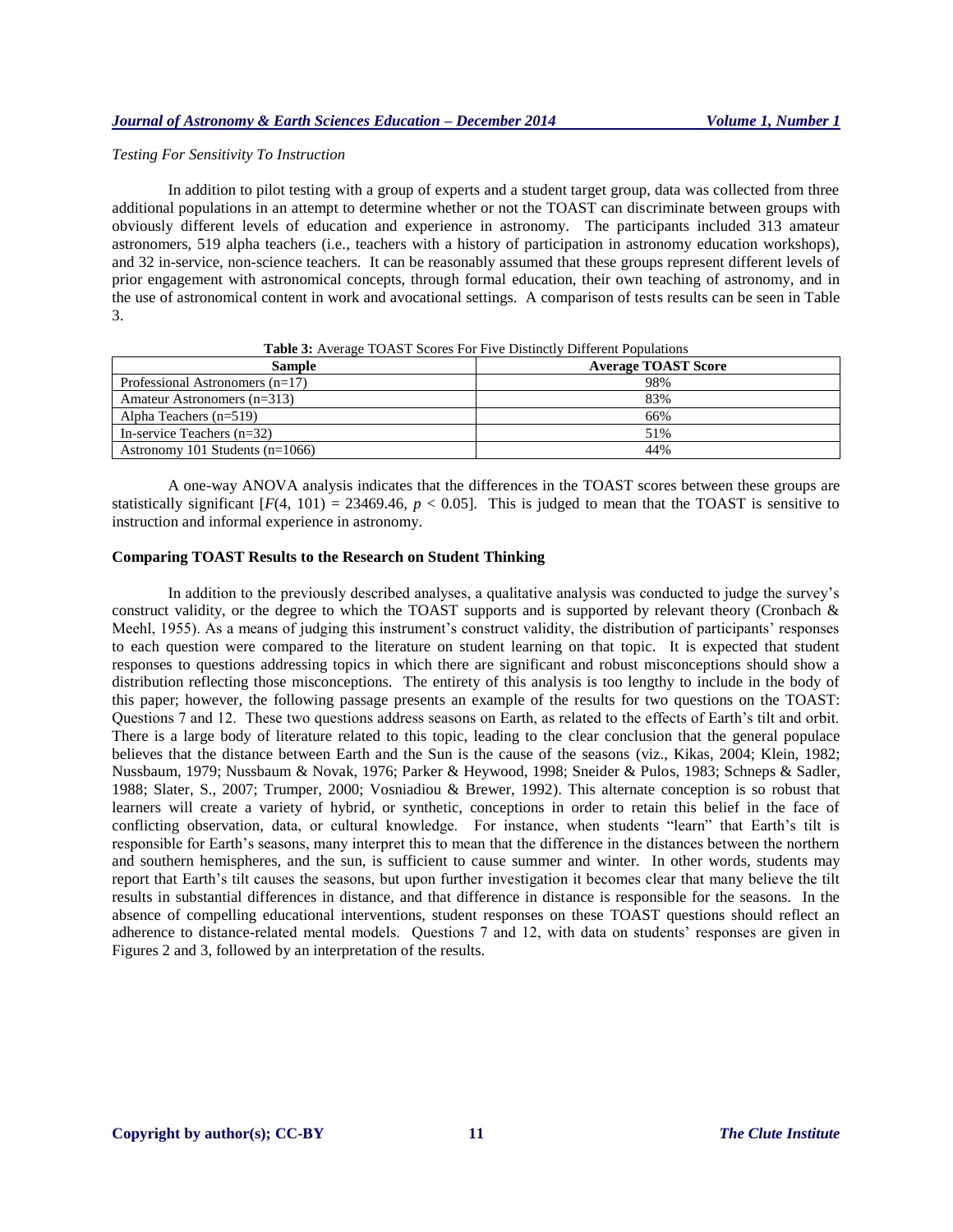*Testing For Sensitivity To Instruction*

In addition to pilot testing with a group of experts and a student target group, data was collected from three additional populations in an attempt to determine whether or not the TOAST can discriminate between groups with obviously different levels of education and experience in astronomy. The participants included 313 amateur astronomers, 519 alpha teachers (i.e., teachers with a history of participation in astronomy education workshops), and 32 in-service, non-science teachers. It can be reasonably assumed that these groups represent different levels of prior engagement with astronomical concepts, through formal education, their own teaching of astronomy, and in the use of astronomical content in work and avocational settings. A comparison of tests results can be seen in Table 3.

**Table 3:** Average TOAST Scores For Five Distinctly Different Populations

| Sample | Average TOAST Score |
| --- | --- |
| Professional Astronomers (n=17) | 98% |
| Amateur Astronomers (n=313) | 83% |
| Alpha Teachers (n=519) | 66% |
| In-service Teachers (n=32) | 51% |
| Astronomy 101 Students (n=1066) | 44% |

A one-way ANOVA analysis indicates that the differences in the TOAST scores between these groups are statistically significant [$F(4, 101) = 23469.46$, $p < 0.05$]. This is judged to mean that the TOAST is sensitive to instruction and informal experience in astronomy.

### Comparing TOAST Results to the Research on Student Thinking

In addition to the previously described analyses, a qualitative analysis was conducted to judge the survey's construct validity, or the degree to which the TOAST supports and is supported by relevant theory (Cronbach & Meehl, 1955). As a means of judging this instrument's construct validity, the distribution of participants' responses to each question were compared to the literature on student learning on that topic. It is expected that student responses to questions addressing topics in which there are significant and robust misconceptions should show a distribution reflecting those misconceptions. The entirety of this analysis is too lengthy to include in the body of this paper; however, the following passage presents an example of the results for two questions on the TOAST: Questions 7 and 12. These two questions address seasons on Earth, as related to the effects of Earth's tilt and orbit. There is a large body of literature related to this topic, leading to the clear conclusion that the general populace believes that the distance between Earth and the Sun is the cause of the seasons (viz., Kikas, 2004; Klein, 1982; Nussbaum, 1979; Nussbaum & Novak, 1976; Parker & Heywood, 1998; Sneider & Pulos, 1983; Schneps & Sadler, 1988; Slater, S., 2007; Trumper, 2000; Vosniadiou & Brewer, 1992). This alternate conception is so robust that learners will create a variety of hybrid, or synthetic, conceptions in order to retain this belief in the face of conflicting observation, data, or cultural knowledge. For instance, when students "learn" that Earth's tilt is responsible for Earth's seasons, many interpret this to mean that the difference in the distances between the northern and southern hemispheres, and the sun, is sufficient to cause summer and winter. In other words, students may report that Earth's tilt causes the seasons, but upon further investigation it becomes clear that many believe the tilt results in substantial differences in distance, and that difference in distance is responsible for the seasons. In the absence of compelling educational interventions, student responses on these TOAST questions should reflect an adherence to distance-related mental models. Questions 7 and 12, with data on students' responses are given in Figures 2 and 3, followed by an interpretation of the results.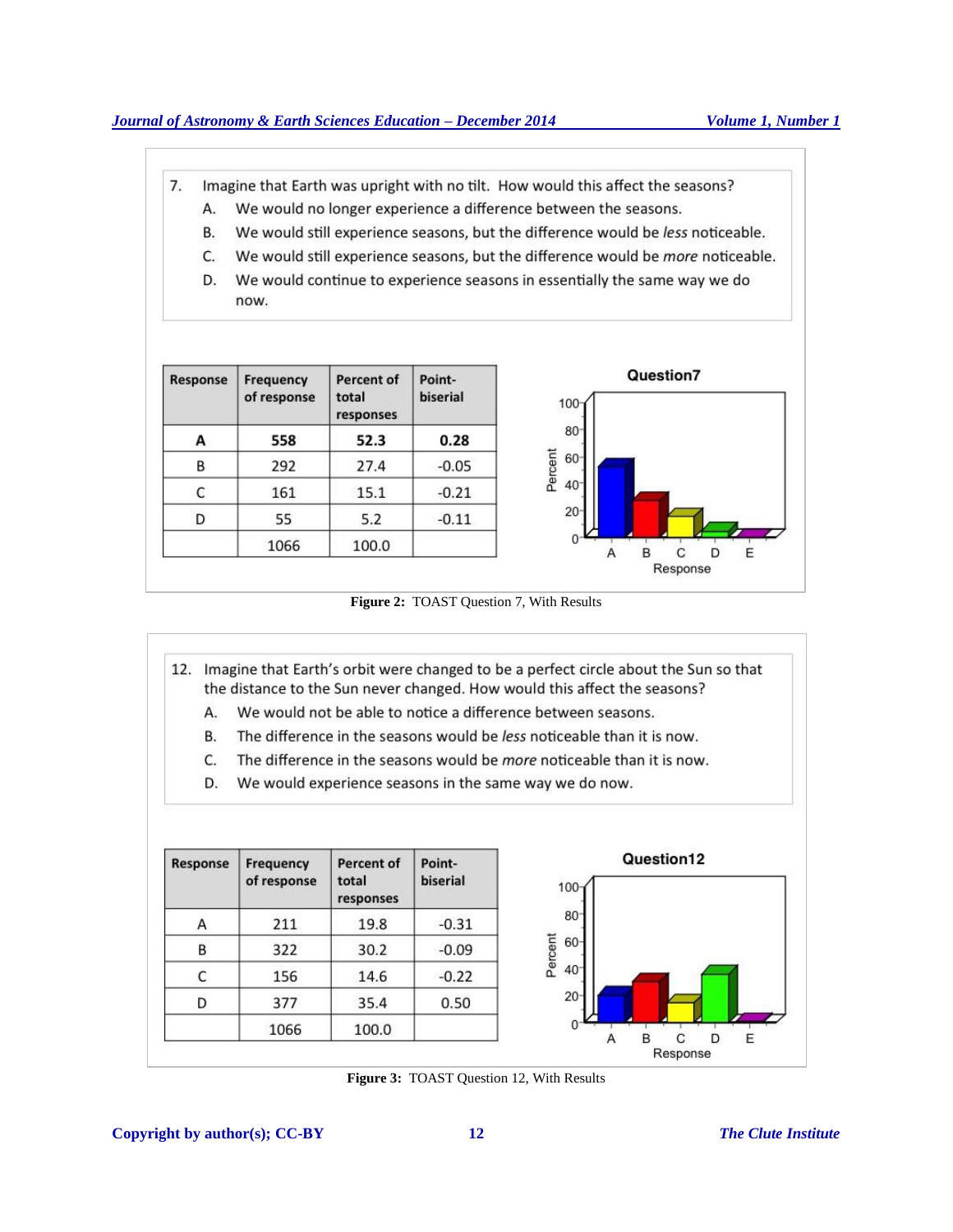7. Imagine that Earth was upright with no tilt. How would this affect the seasons?
   A. We would no longer experience a difference between the seasons.
   B. We would still experience seasons, but the difference would be *less* noticeable.
   C. We would still experience seasons, but the difference would be *more* noticeable.
   D. We would continue to experience seasons in essentially the same way we do now.

| Response | Frequency of response | Percent of total responses | Point-biserial |
|---|---|---|---|
| **A** | **558** | **52.3** | **0.28** |
| B | 292 | 27.4 | -0.05 |
| C | 161 | 15.1 | -0.21 |
| D | 55 | 5.2 | -0.11 |
| | 1066 | 100.0 | |

Question7

Percent

100
80
60
40
20
0

A B C D E

Response

**Figure 2:** TOAST Question 7, With Results

12. Imagine that Earth's orbit were changed to be a perfect circle about the Sun so that the distance to the Sun never changed. How would this affect the seasons?
    A. We would not be able to notice a difference between seasons.
    B. The difference in the seasons would be *less* noticeable than it is now.
    C. The difference in the seasons would be *more* noticeable than it is now.
    D. We would experience seasons in the same way we do now.

| Response | Frequency of response | Percent of total responses | Point-biserial |
|---|---|---|---|
| A | 211 | 19.8 | -0.31 |
| B | 322 | 30.2 | -0.09 |
| C | 156 | 14.6 | -0.22 |
| D | 377 | 35.4 | 0.50 |
| | 1066 | 100.0 | |

Question12

Percent

100
80
60
40
20
0

A B C D E

Response

**Figure 3:** TOAST Question 12, With Results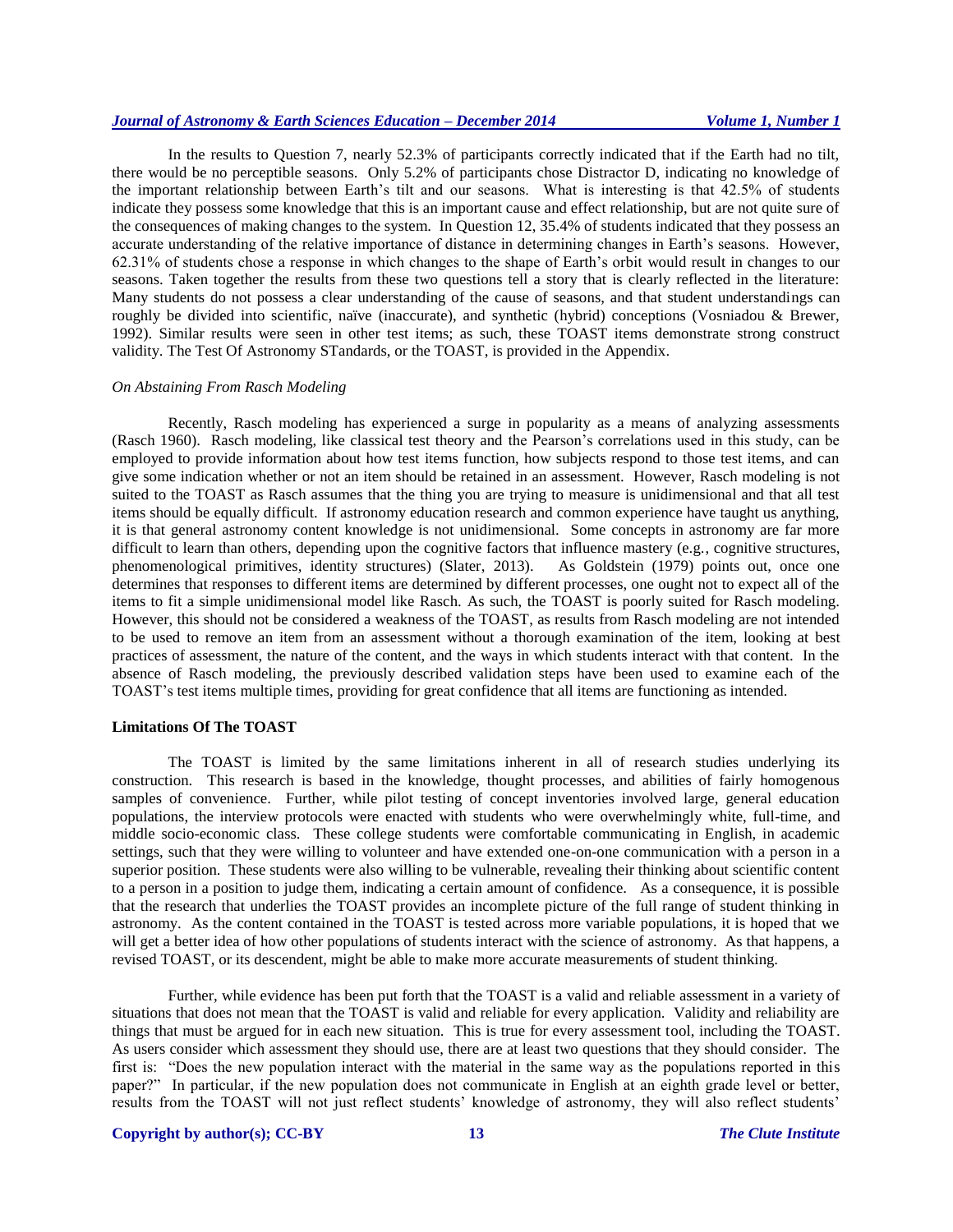In the results to Question 7, nearly 52.3% of participants correctly indicated that if the Earth had no tilt, there would be no perceptible seasons. Only 5.2% of participants chose Distractor D, indicating no knowledge of the important relationship between Earth's tilt and our seasons. What is interesting is that 42.5% of students indicate they possess some knowledge that this is an important cause and effect relationship, but are not quite sure of the consequences of making changes to the system. In Question 12, 35.4% of students indicated that they possess an accurate understanding of the relative importance of distance in determining changes in Earth's seasons. However, 62.31% of students chose a response in which changes to the shape of Earth's orbit would result in changes to our seasons. Taken together the results from these two questions tell a story that is clearly reflected in the literature: Many students do not possess a clear understanding of the cause of seasons, and that student understandings can roughly be divided into scientific, naïve (inaccurate), and synthetic (hybrid) conceptions (Vosniadou & Brewer, 1992). Similar results were seen in other test items; as such, these TOAST items demonstrate strong construct validity. The Test Of Astronomy STandards, or the TOAST, is provided in the Appendix.

### *On Abstaining From Rasch Modeling*

Recently, Rasch modeling has experienced a surge in popularity as a means of analyzing assessments (Rasch 1960). Rasch modeling, like classical test theory and the Pearson's correlations used in this study, can be employed to provide information about how test items function, how subjects respond to those test items, and can give some indication whether or not an item should be retained in an assessment. However, Rasch modeling is not suited to the TOAST as Rasch assumes that the thing you are trying to measure is unidimensional and that all test items should be equally difficult. If astronomy education research and common experience have taught us anything, it is that general astronomy content knowledge is not unidimensional. Some concepts in astronomy are far more difficult to learn than others, depending upon the cognitive factors that influence mastery (e.g., cognitive structures, phenomenological primitives, identity structures) (Slater, 2013). As Goldstein (1979) points out, once one determines that responses to different items are determined by different processes, one ought not to expect all of the items to fit a simple unidimensional model like Rasch. As such, the TOAST is poorly suited for Rasch modeling. However, this should not be considered a weakness of the TOAST, as results from Rasch modeling are not intended to be used to remove an item from an assessment without a thorough examination of the item, looking at best practices of assessment, the nature of the content, and the ways in which students interact with that content. In the absence of Rasch modeling, the previously described validation steps have been used to examine each of the TOAST's test items multiple times, providing for great confidence that all items are functioning as intended.

## **Limitations Of The TOAST**

The TOAST is limited by the same limitations inherent in all of research studies underlying its construction. This research is based in the knowledge, thought processes, and abilities of fairly homogenous samples of convenience. Further, while pilot testing of concept inventories involved large, general education populations, the interview protocols were enacted with students who were overwhelmingly white, full-time, and middle socio-economic class. These college students were comfortable communicating in English, in academic settings, such that they were willing to volunteer and have extended one-on-one communication with a person in a superior position. These students were also willing to be vulnerable, revealing their thinking about scientific content to a person in a position to judge them, indicating a certain amount of confidence. As a consequence, it is possible that the research that underlies the TOAST provides an incomplete picture of the full range of student thinking in astronomy. As the content contained in the TOAST is tested across more variable populations, it is hoped that we will get a better idea of how other populations of students interact with the science of astronomy. As that happens, a revised TOAST, or its descendent, might be able to make more accurate measurements of student thinking.

Further, while evidence has been put forth that the TOAST is a valid and reliable assessment in a variety of situations that does not mean that the TOAST is valid and reliable for every application. Validity and reliability are things that must be argued for in each new situation. This is true for every assessment tool, including the TOAST. As users consider which assessment they should use, there are at least two questions that they should consider. The first is: "Does the new population interact with the material in the same way as the populations reported in this paper?" In particular, if the new population does not communicate in English at an eighth grade level or better, results from the TOAST will not just reflect students' knowledge of astronomy, they will also reflect students'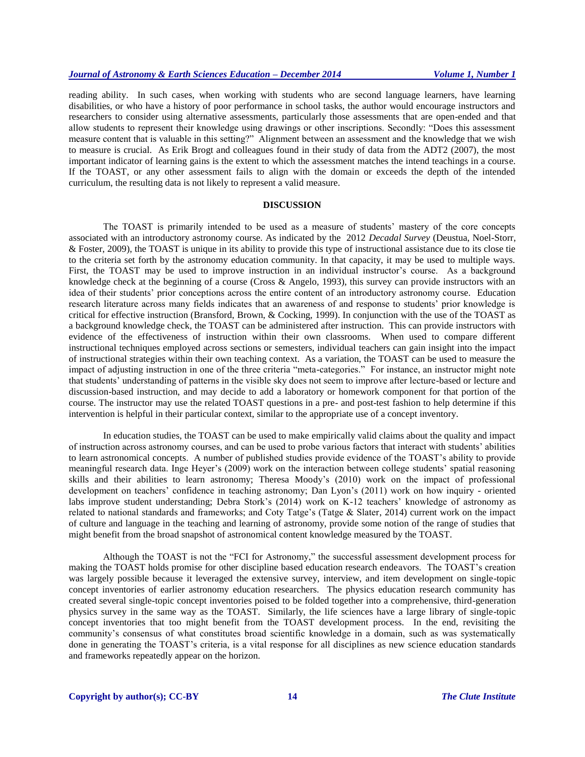reading ability. In such cases, when working with students who are second language learners, have learning disabilities, or who have a history of poor performance in school tasks, the author would encourage instructors and researchers to consider using alternative assessments, particularly those assessments that are open-ended and that allow students to represent their knowledge using drawings or other inscriptions. Secondly: "Does this assessment measure content that is valuable in this setting?" Alignment between an assessment and the knowledge that we wish to measure is crucial. As Erik Brogt and colleagues found in their study of data from the ADT2 (2007), the most important indicator of learning gains is the extent to which the assessment matches the intend teachings in a course. If the TOAST, or any other assessment fails to align with the domain or exceeds the depth of the intended curriculum, the resulting data is not likely to represent a valid measure.

## DISCUSSION

The TOAST is primarily intended to be used as a measure of students' mastery of the core concepts associated with an introductory astronomy course. As indicated by the 2012 *Decadal Survey* (Deustua, Noel-Storr, & Foster, 2009), the TOAST is unique in its ability to provide this type of instructional assistance due to its close tie to the criteria set forth by the astronomy education community. In that capacity, it may be used to multiple ways. First, the TOAST may be used to improve instruction in an individual instructor's course. As a background knowledge check at the beginning of a course (Cross & Angelo, 1993), this survey can provide instructors with an idea of their students' prior conceptions across the entire content of an introductory astronomy course. Education research literature across many fields indicates that an awareness of and response to students' prior knowledge is critical for effective instruction (Bransford, Brown, & Cocking, 1999). In conjunction with the use of the TOAST as a background knowledge check, the TOAST can be administered after instruction. This can provide instructors with evidence of the effectiveness of instruction within their own classrooms. When used to compare different instructional techniques employed across sections or semesters, individual teachers can gain insight into the impact of instructional strategies within their own teaching context. As a variation, the TOAST can be used to measure the impact of adjusting instruction in one of the three criteria "meta-categories." For instance, an instructor might note that students' understanding of patterns in the visible sky does not seem to improve after lecture-based or lecture and discussion-based instruction, and may decide to add a laboratory or homework component for that portion of the course. The instructor may use the related TOAST questions in a pre- and post-test fashion to help determine if this intervention is helpful in their particular context, similar to the appropriate use of a concept inventory.

In education studies, the TOAST can be used to make empirically valid claims about the quality and impact of instruction across astronomy courses, and can be used to probe various factors that interact with students' abilities to learn astronomical concepts. A number of published studies provide evidence of the TOAST's ability to provide meaningful research data. Inge Heyer's (2009) work on the interaction between college students' spatial reasoning skills and their abilities to learn astronomy; Theresa Moody's (2010) work on the impact of professional development on teachers' confidence in teaching astronomy; Dan Lyon's (2011) work on how inquiry - oriented labs improve student understanding; Debra Stork's (2014) work on K-12 teachers' knowledge of astronomy as related to national standards and frameworks; and Coty Tatge's (Tatge & Slater, 2014) current work on the impact of culture and language in the teaching and learning of astronomy, provide some notion of the range of studies that might benefit from the broad snapshot of astronomical content knowledge measured by the TOAST.

Although the TOAST is not the "FCI for Astronomy," the successful assessment development process for making the TOAST holds promise for other discipline based education research endeavors. The TOAST's creation was largely possible because it leveraged the extensive survey, interview, and item development on single-topic concept inventories of earlier astronomy education researchers. The physics education research community has created several single-topic concept inventories poised to be folded together into a comprehensive, third-generation physics survey in the same way as the TOAST. Similarly, the life sciences have a large library of single-topic concept inventories that too might benefit from the TOAST development process. In the end, revisiting the community's consensus of what constitutes broad scientific knowledge in a domain, such as was systematically done in generating the TOAST's criteria, is a vital response for all disciplines as new science education standards and frameworks repeatedly appear on the horizon.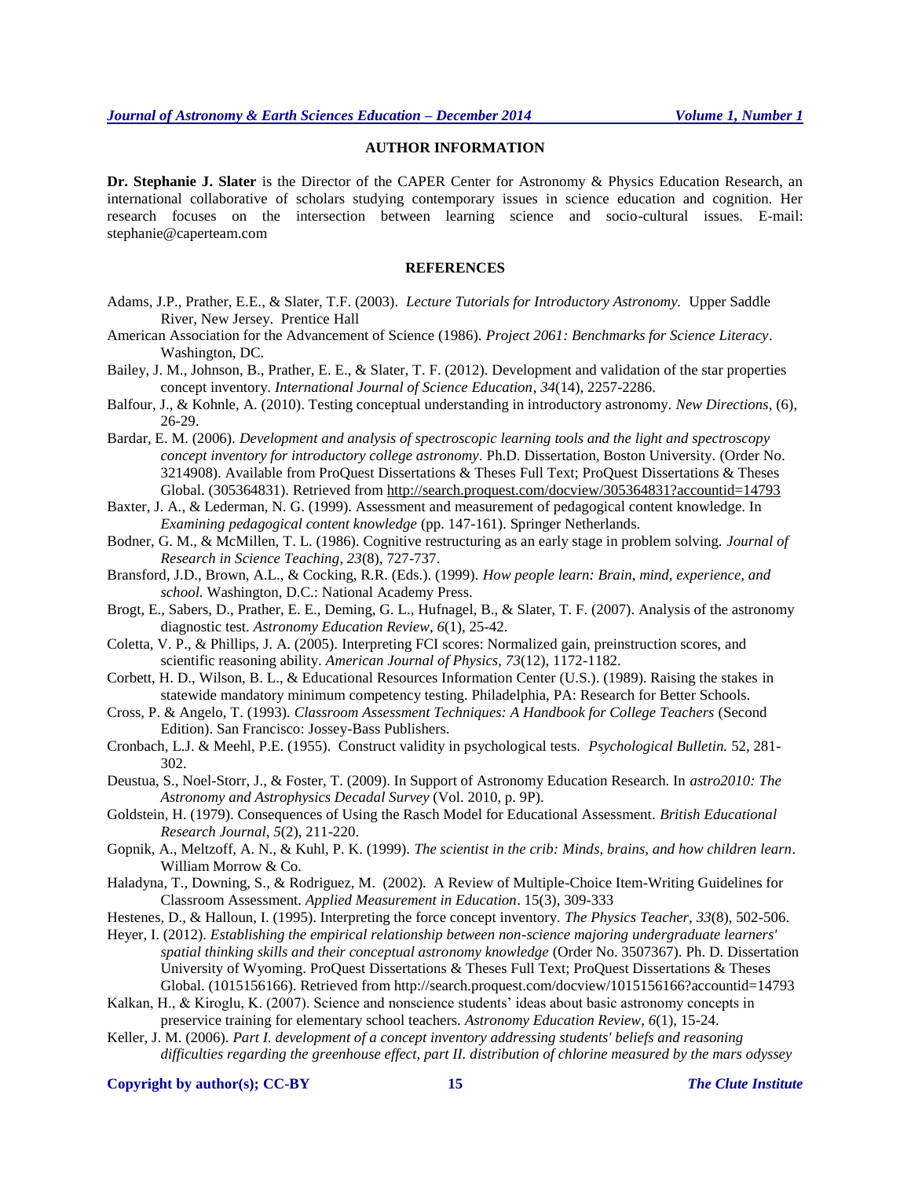## AUTHOR INFORMATION

**Dr. Stephanie J. Slater** is the Director of the CAPER Center for Astronomy & Physics Education Research, an international collaborative of scholars studying contemporary issues in science education and cognition. Her research focuses on the intersection between learning science and socio-cultural issues. E-mail: stephanie@caperteam.com

## REFERENCES

Adams, J.P., Prather, E.E., & Slater, T.F. (2003). *Lecture Tutorials for Introductory Astronomy.* Upper Saddle River, New Jersey. Prentice Hall

American Association for the Advancement of Science (1986). *Project 2061: Benchmarks for Science Literacy*. Washington, DC.

Bailey, J. M., Johnson, B., Prather, E. E., & Slater, T. F. (2012). Development and validation of the star properties concept inventory. *International Journal of Science Education*, *34*(14), 2257-2286.

Balfour, J., & Kohnle, A. (2010). Testing conceptual understanding in introductory astronomy. *New Directions*, (6), 26-29.

Bardar, E. M. (2006). *Development and analysis of spectroscopic learning tools and the light and spectroscopy concept inventory for introductory college astronomy*. Ph.D. Dissertation, Boston University. (Order No. 3214908). Available from ProQuest Dissertations & Theses Full Text; ProQuest Dissertations & Theses Global. (305364831). Retrieved from http://search.proquest.com/docview/305364831?accountid=14793

Baxter, J. A., & Lederman, N. G. (1999). Assessment and measurement of pedagogical content knowledge. In *Examining pedagogical content knowledge* (pp. 147-161). Springer Netherlands.

Bodner, G. M., & McMillen, T. L. (1986). Cognitive restructuring as an early stage in problem solving. *Journal of Research in Science Teaching*, *23*(8), 727-737.

Bransford, J.D., Brown, A.L., & Cocking, R.R. (Eds.). (1999). *How people learn: Brain, mind, experience, and school.* Washington, D.C.: National Academy Press.

Brogt, E., Sabers, D., Prather, E. E., Deming, G. L., Hufnagel, B., & Slater, T. F. (2007). Analysis of the astronomy diagnostic test. *Astronomy Education Review*, *6*(1), 25-42.

Coletta, V. P., & Phillips, J. A. (2005). Interpreting FCI scores: Normalized gain, preinstruction scores, and scientific reasoning ability. *American Journal of Physics*, *73*(12), 1172-1182.

Corbett, H. D., Wilson, B. L., & Educational Resources Information Center (U.S.). (1989). Raising the stakes in statewide mandatory minimum competency testing. Philadelphia, PA: Research for Better Schools.

Cross, P. & Angelo, T. (1993). *Classroom Assessment Techniques: A Handbook for College Teachers* (Second Edition). San Francisco: Jossey-Bass Publishers.

Cronbach, L.J. & Meehl, P.E. (1955). Construct validity in psychological tests. *Psychological Bulletin.* 52, 281-302.

Deustua, S., Noel-Storr, J., & Foster, T. (2009). In Support of Astronomy Education Research. In *astro2010: The Astronomy and Astrophysics Decadal Survey* (Vol. 2010, p. 9P).

Goldstein, H. (1979). Consequences of Using the Rasch Model for Educational Assessment. *British Educational Research Journal*, *5*(2), 211-220.

Gopnik, A., Meltzoff, A. N., & Kuhl, P. K. (1999). *The scientist in the crib: Minds, brains, and how children learn*. William Morrow & Co.

Haladyna, T., Downing, S., & Rodriguez, M. (2002). A Review of Multiple-Choice Item-Writing Guidelines for Classroom Assessment. *Applied Measurement in Education*. 15(3), 309-333

Hestenes, D., & Halloun, I. (1995). Interpreting the force concept inventory. *The Physics Teacher*, *33*(8), 502-506.

Heyer, I. (2012). *Establishing the empirical relationship between non-science majoring undergraduate learners' spatial thinking skills and their conceptual astronomy knowledge* (Order No. 3507367). Ph. D. Dissertation University of Wyoming. ProQuest Dissertations & Theses Full Text; ProQuest Dissertations & Theses Global. (1015156166). Retrieved from http://search.proquest.com/docview/1015156166?accountid=14793

Kalkan, H., & Kiroglu, K. (2007). Science and nonscience students' ideas about basic astronomy concepts in preservice training for elementary school teachers. *Astronomy Education Review*, *6*(1), 15-24.

Keller, J. M. (2006). *Part I. development of a concept inventory addressing students' beliefs and reasoning difficulties regarding the greenhouse effect, part II. distribution of chlorine measured by the mars odyssey*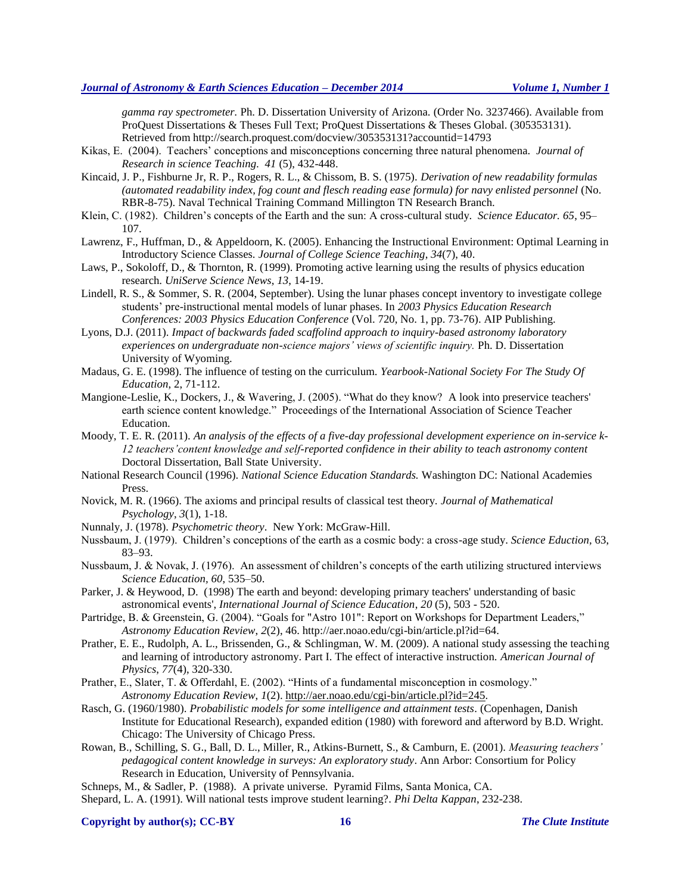*gamma ray spectrometer.* Ph. D. Dissertation University of Arizona. (Order No. 3237466). Available from ProQuest Dissertations & Theses Full Text; ProQuest Dissertations & Theses Global. (305353131). Retrieved from http://search.proquest.com/docview/305353131?accountid=14793

Kikas, E. (2004). Teachers' conceptions and misconceptions concerning three natural phenomena. *Journal of Research in science Teaching. 41* (5), 432-448.

Kincaid, J. P., Fishburne Jr, R. P., Rogers, R. L., & Chissom, B. S. (1975). *Derivation of new readability formulas (automated readability index, fog count and flesch reading ease formula) for navy enlisted personnel* (No. RBR-8-75). Naval Technical Training Command Millington TN Research Branch.

Klein, C. (1982). Children's concepts of the Earth and the sun: A cross-cultural study. *Science Educator. 65*, 95–107.

Lawrenz, F., Huffman, D., & Appeldoorn, K. (2005). Enhancing the Instructional Environment: Optimal Learning in Introductory Science Classes. *Journal of College Science Teaching*, *34*(7), 40.

Laws, P., Sokoloff, D., & Thornton, R. (1999). Promoting active learning using the results of physics education research. *UniServe Science News*, *13*, 14-19.

Lindell, R. S., & Sommer, S. R. (2004, September). Using the lunar phases concept inventory to investigate college students' pre-instructional mental models of lunar phases. In *2003 Physics Education Research Conferences: 2003 Physics Education Conference* (Vol. 720, No. 1, pp. 73-76). AIP Publishing.

Lyons, D.J. (2011). *Impact of backwards faded scaffolind approach to inquiry-based astronomy laboratory experiences on undergraduate non-science majors' views of scientific inquiry.* Ph. D. Dissertation University of Wyoming.

Madaus, G. E. (1998). The influence of testing on the curriculum. *Yearbook-National Society For The Study Of Education*, 2, 71-112.

Mangione-Leslie, K., Dockers, J., & Wavering, J. (2005). "What do they know? A look into preservice teachers' earth science content knowledge." Proceedings of the International Association of Science Teacher Education.

Moody, T. E. R. (2011). *An analysis of the effects of a five-day professional development experience on in-service k-12 teachers'content knowledge and self-reported confidence in their ability to teach astronomy content* Doctoral Dissertation, Ball State University.

National Research Council (1996). *National Science Education Standards.* Washington DC: National Academies Press.

Novick, M. R. (1966). The axioms and principal results of classical test theory. *Journal of Mathematical Psychology*, *3*(1), 1-18.

Nunnaly, J. (1978). *Psychometric theory*. New York: McGraw-Hill.

Nussbaum, J. (1979). Children's conceptions of the earth as a cosmic body: a cross-age study. *Science Eduction*, 63, 83–93.

Nussbaum, J. & Novak, J. (1976). An assessment of children's concepts of the earth utilizing structured interviews *Science Education*, *60*, 535–50.

Parker, J. & Heywood, D. (1998) The earth and beyond: developing primary teachers' understanding of basic astronomical events', *International Journal of Science Education*, *20* (5), 503 - 520.

Partridge, B. & Greenstein, G. (2004). "Goals for "Astro 101": Report on Workshops for Department Leaders," *Astronomy Education Review*, *2*(2), 46. http://aer.noao.edu/cgi-bin/article.pl?id=64.

Prather, E. E., Rudolph, A. L., Brissenden, G., & Schlingman, W. M. (2009). A national study assessing the teaching and learning of introductory astronomy. Part I. The effect of interactive instruction. *American Journal of Physics*, *77*(4), 320-330.

Prather, E., Slater, T. & Offerdahl, E. (2002). "Hints of a fundamental misconception in cosmology." *Astronomy Education Review, 1*(2). http://aer.noao.edu/cgi-bin/article.pl?id=245.

Rasch, G. (1960/1980). *Probabilistic models for some intelligence and attainment tests*. (Copenhagen, Danish Institute for Educational Research), expanded edition (1980) with foreword and afterword by B.D. Wright. Chicago: The University of Chicago Press.

Rowan, B., Schilling, S. G., Ball, D. L., Miller, R., Atkins-Burnett, S., & Camburn, E. (2001). *Measuring teachers' pedagogical content knowledge in surveys: An exploratory study*. Ann Arbor: Consortium for Policy Research in Education, University of Pennsylvania.

Schneps, M., & Sadler, P. (1988). A private universe. Pyramid Films, Santa Monica, CA.

Shepard, L. A. (1991). Will national tests improve student learning?. *Phi Delta Kappan*, 232-238.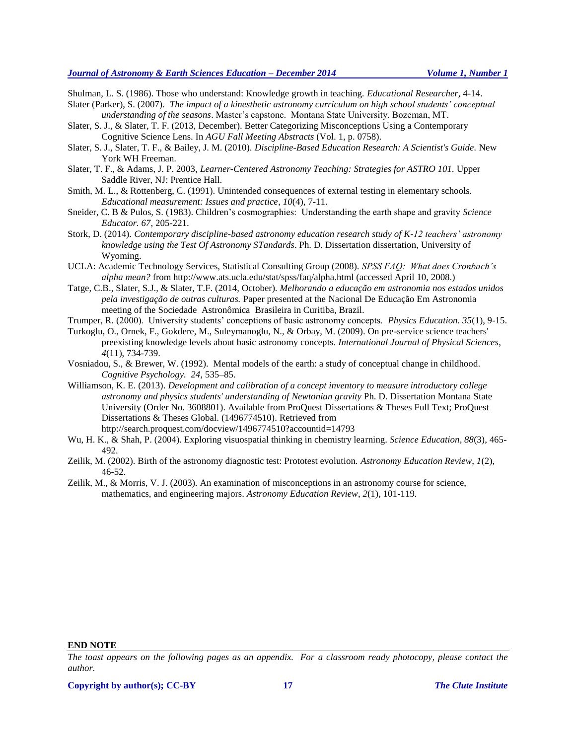Shulman, L. S. (1986). Those who understand: Knowledge growth in teaching. *Educational Researcher*, 4-14.

Slater (Parker), S. (2007). *The impact of a kinesthetic astronomy curriculum on high school students' conceptual understanding of the seasons*. Master's capstone. Montana State University. Bozeman, MT.

Slater, S. J., & Slater, T. F. (2013, December). Better Categorizing Misconceptions Using a Contemporary Cognitive Science Lens. In *AGU Fall Meeting Abstracts* (Vol. 1, p. 0758).

Slater, S. J., Slater, T. F., & Bailey, J. M. (2010). *Discipline-Based Education Research: A Scientist's Guide.* New York WH Freeman.

Slater, T. F., & Adams, J. P. 2003, *Learner-Centered Astronomy Teaching: Strategies for ASTRO 101.* Upper Saddle River, NJ: Prentice Hall.

Smith, M. L., & Rottenberg, C. (1991). Unintended consequences of external testing in elementary schools. *Educational measurement: Issues and practice*, *10*(4), 7-11.

Sneider, C. B & Pulos, S. (1983). Children's cosmographies: Understanding the earth shape and gravity *Science Educator. 67*, 205-221.

Stork, D. (2014). *Contemporary discipline-based astronomy education research study of K-12 teachers' astronomy knowledge using the Test Of Astronomy STandards*. Ph. D. Dissertation dissertation, University of Wyoming.

UCLA: Academic Technology Services, Statistical Consulting Group (2008). *SPSS FAQ: What does Cronbach's alpha mean?* from http://www.ats.ucla.edu/stat/spss/faq/alpha.html (accessed April 10, 2008.)

Tatge, C.B., Slater, S.J., & Slater, T.F. (2014, October). *Melhorando a educação em astronomia nos estados unidos pela investigação de outras culturas.* Paper presented at the Nacional De Educação Em Astronomia meeting of the Sociedade Astronômica Brasileira in Curitiba, Brazil.

Trumper, R. (2000). University students' conceptions of basic astronomy concepts. *Physics Education. 35*(1), 9-15.

Turkoglu, O., Ornek, F., Gokdere, M., Suleymanoglu, N., & Orbay, M. (2009). On pre-service science teachers' preexisting knowledge levels about basic astronomy concepts. *International Journal of Physical Sciences*, *4*(11), 734-739.

Vosniadou, S., & Brewer, W. (1992). Mental models of the earth: a study of conceptual change in childhood. *Cognitive Psychology. 24*, 535–85.

Williamson, K. E. (2013). *Development and calibration of a concept inventory to measure introductory college astronomy and physics students' understanding of Newtonian gravity* Ph. D. Dissertation Montana State University (Order No. 3608801). Available from ProQuest Dissertations & Theses Full Text; ProQuest Dissertations & Theses Global. (1496774510). Retrieved from http://search.proquest.com/docview/1496774510?accountid=14793

Wu, H. K., & Shah, P. (2004). Exploring visuospatial thinking in chemistry learning. *Science Education*, *88*(3), 465-492.

Zeilik, M. (2002). Birth of the astronomy diagnostic test: Prototest evolution. *Astronomy Education Review*, *1*(2), 46-52.

Zeilik, M., & Morris, V. J. (2003). An examination of misconceptions in an astronomy course for science, mathematics, and engineering majors. *Astronomy Education Review*, *2*(1), 101-119.

## END NOTE

*The toast appears on the following pages as an appendix. For a classroom ready photocopy, please contact the author.*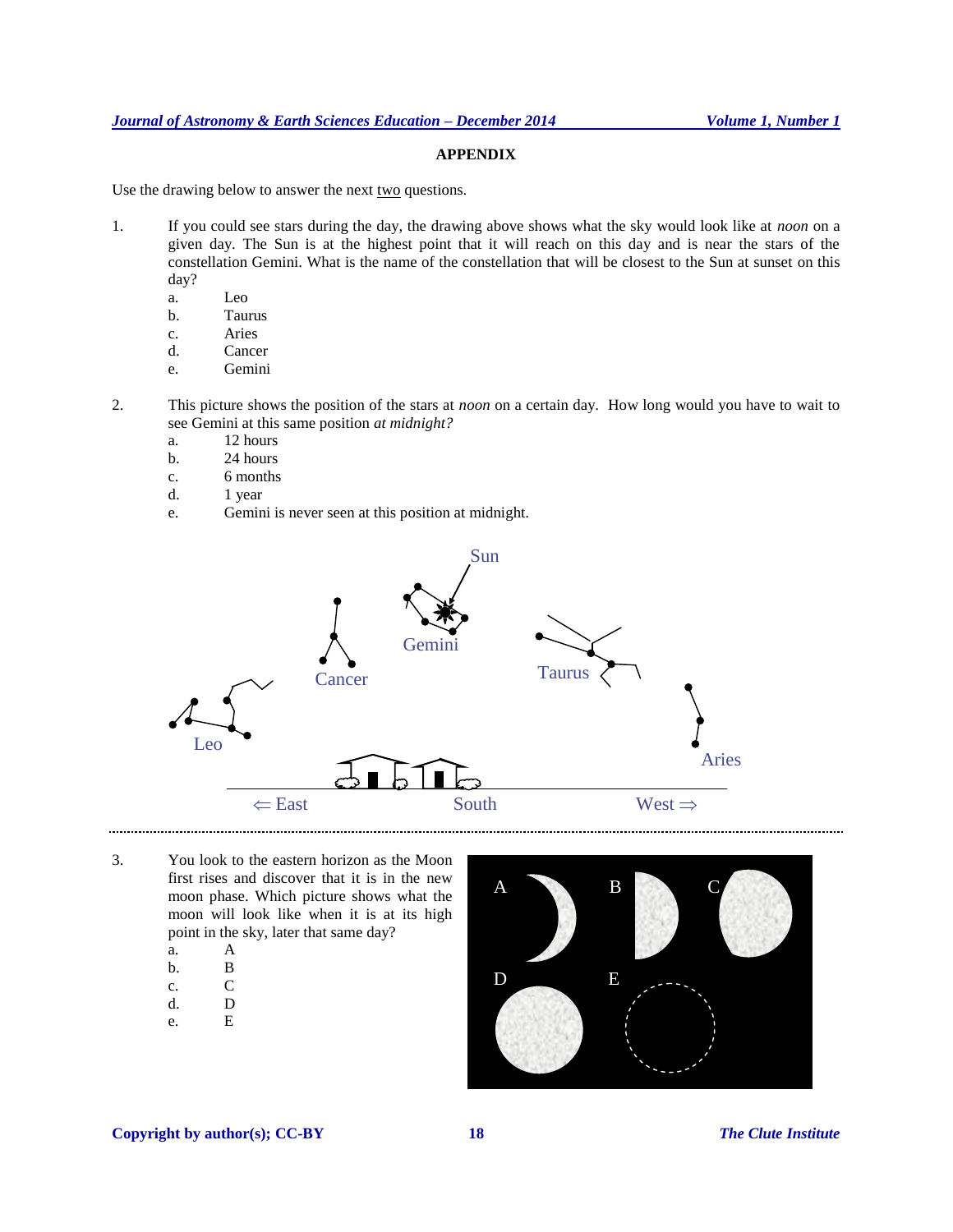## APPENDIX

Use the drawing below to answer the next <u>two</u> questions.

1. If you could see stars during the day, the drawing above shows what the sky would look like at *noon* on a given day. The Sun is at the highest point that it will reach on this day and is near the stars of the constellation Gemini. What is the name of the constellation that will be closest to the Sun at sunset on this day?
   a. Leo
   b. Taurus
   c. Aries
   d. Cancer
   e. Gemini

2. This picture shows the position of the stars at *noon* on a certain day. How long would you have to wait to see Gemini at this same position *at midnight?*
   a. 12 hours
   b. 24 hours
   c. 6 months
   d. 1 year
   e. Gemini is never seen at this position at midnight.

Sun
Gemini
Cancer
Taurus
Leo
Aries
⇐ East
South
West ⇒

3. You look to the eastern horizon as the Moon first rises and discover that it is in the new moon phase. Which picture shows what the moon will look like when it is at its high point in the sky, later that same day?
   a. A
   b. B
   c. C
   d. D
   e. E

A B C
D E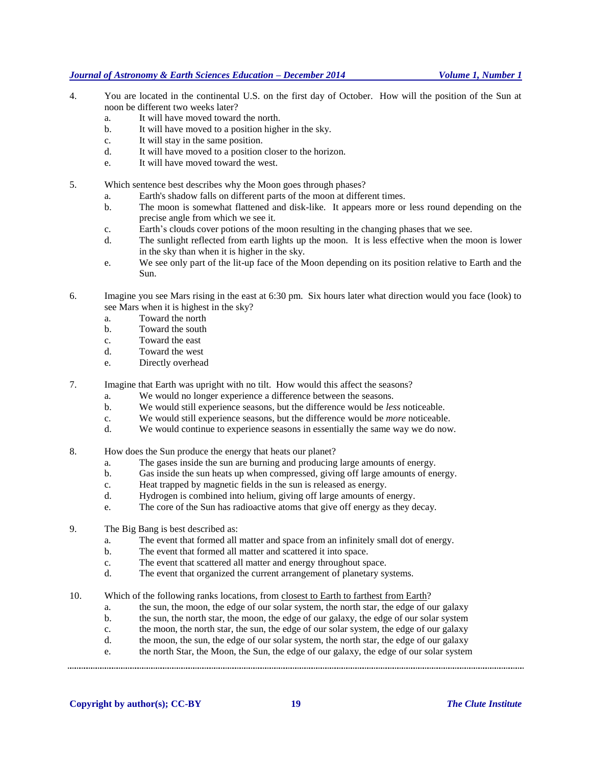4. You are located in the continental U.S. on the first day of October. How will the position of the Sun at noon be different two weeks later?
   a. It will have moved toward the north.
   b. It will have moved to a position higher in the sky.
   c. It will stay in the same position.
   d. It will have moved to a position closer to the horizon.
   e. It will have moved toward the west.

5. Which sentence best describes why the Moon goes through phases?
   a. Earth's shadow falls on different parts of the moon at different times.
   b. The moon is somewhat flattened and disk-like. It appears more or less round depending on the precise angle from which we see it.
   c. Earth's clouds cover potions of the moon resulting in the changing phases that we see.
   d. The sunlight reflected from earth lights up the moon. It is less effective when the moon is lower in the sky than when it is higher in the sky.
   e. We see only part of the lit-up face of the Moon depending on its position relative to Earth and the Sun.

6. Imagine you see Mars rising in the east at 6:30 pm. Six hours later what direction would you face (look) to see Mars when it is highest in the sky?
   a. Toward the north
   b. Toward the south
   c. Toward the east
   d. Toward the west
   e. Directly overhead

7. Imagine that Earth was upright with no tilt. How would this affect the seasons?
   a. We would no longer experience a difference between the seasons.
   b. We would still experience seasons, but the difference would be *less* noticeable.
   c. We would still experience seasons, but the difference would be *more* noticeable.
   d. We would continue to experience seasons in essentially the same way we do now.

8. How does the Sun produce the energy that heats our planet?
   a. The gases inside the sun are burning and producing large amounts of energy.
   b. Gas inside the sun heats up when compressed, giving off large amounts of energy.
   c. Heat trapped by magnetic fields in the sun is released as energy.
   d. Hydrogen is combined into helium, giving off large amounts of energy.
   e. The core of the Sun has radioactive atoms that give off energy as they decay.

9. The Big Bang is best described as:
   a. The event that formed all matter and space from an infinitely small dot of energy.
   b. The event that formed all matter and scattered it into space.
   c. The event that scattered all matter and energy throughout space.
   d. The event that organized the current arrangement of planetary systems.

10. Which of the following ranks locations, from <u>closest to Earth to farthest from Earth</u>?
    a. the sun, the moon, the edge of our solar system, the north star, the edge of our galaxy
    b. the sun, the north star, the moon, the edge of our galaxy, the edge of our solar system
    c. the moon, the north star, the sun, the edge of our solar system, the edge of our galaxy
    d. the moon, the sun, the edge of our solar system, the north star, the edge of our galaxy
    e. the north Star, the Moon, the Sun, the edge of our galaxy, the edge of our solar system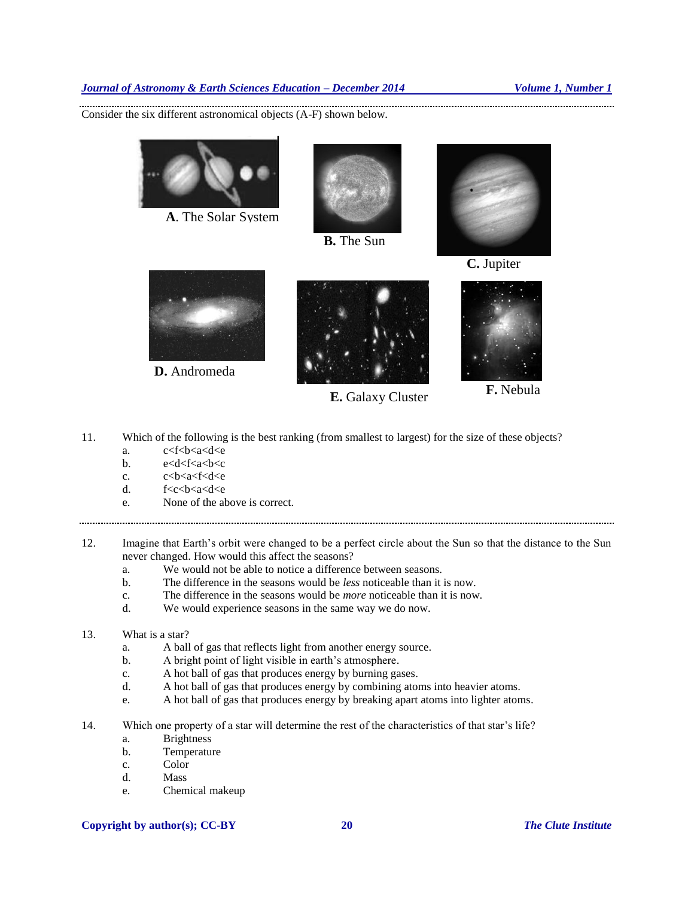Consider the six different astronomical objects (A-F) shown below.

**A**. The Solar System

**B.** The Sun

**C.** Jupiter

**D.** Andromeda

**E.** Galaxy Cluster

**F.** Nebula

11. Which of the following is the best ranking (from smallest to largest) for the size of these objects?
    - a. c<f<b<a<d<e
    - b. e<d<f<a<b<c
    - c. c<b<a<f<d<e
    - d. f<c<b<a<d<e
    - e. None of the above is correct.

---

12. Imagine that Earth's orbit were changed to be a perfect circle about the Sun so that the distance to the Sun never changed. How would this affect the seasons?
    - a. We would not be able to notice a difference between seasons.
    - b. The difference in the seasons would be *less* noticeable than it is now.
    - c. The difference in the seasons would be *more* noticeable than it is now.
    - d. We would experience seasons in the same way we do now.

13. What is a star?
    - a. A ball of gas that reflects light from another energy source.
    - b. A bright point of light visible in earth's atmosphere.
    - c. A hot ball of gas that produces energy by burning gases.
    - d. A hot ball of gas that produces energy by combining atoms into heavier atoms.
    - e. A hot ball of gas that produces energy by breaking apart atoms into lighter atoms.

14. Which one property of a star will determine the rest of the characteristics of that star's life?
    - a. Brightness
    - b. Temperature
    - c. Color
    - d. Mass
    - e. Chemical makeup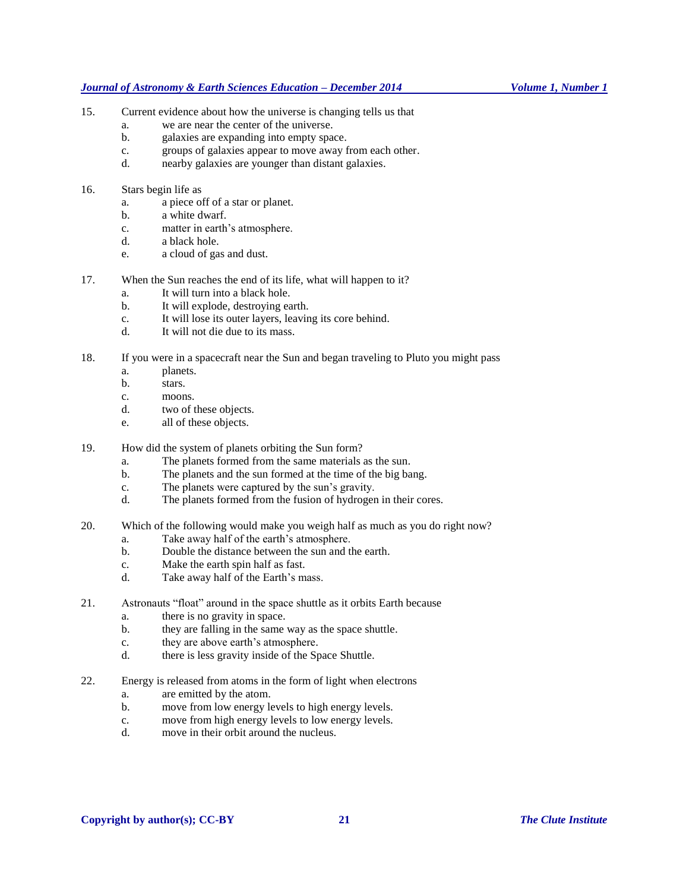15. Current evidence about how the universe is changing tells us that
    a. we are near the center of the universe.
    b. galaxies are expanding into empty space.
    c. groups of galaxies appear to move away from each other.
    d. nearby galaxies are younger than distant galaxies.

16. Stars begin life as
    a. a piece off of a star or planet.
    b. a white dwarf.
    c. matter in earth's atmosphere.
    d. a black hole.
    e. a cloud of gas and dust.

17. When the Sun reaches the end of its life, what will happen to it?
    a. It will turn into a black hole.
    b. It will explode, destroying earth.
    c. It will lose its outer layers, leaving its core behind.
    d. It will not die due to its mass.

18. If you were in a spacecraft near the Sun and began traveling to Pluto you might pass
    a. planets.
    b. stars.
    c. moons.
    d. two of these objects.
    e. all of these objects.

19. How did the system of planets orbiting the Sun form?
    a. The planets formed from the same materials as the sun.
    b. The planets and the sun formed at the time of the big bang.
    c. The planets were captured by the sun's gravity.
    d. The planets formed from the fusion of hydrogen in their cores.

20. Which of the following would make you weigh half as much as you do right now?
    a. Take away half of the earth's atmosphere.
    b. Double the distance between the sun and the earth.
    c. Make the earth spin half as fast.
    d. Take away half of the Earth's mass.

21. Astronauts "float" around in the space shuttle as it orbits Earth because
    a. there is no gravity in space.
    b. they are falling in the same way as the space shuttle.
    c. they are above earth's atmosphere.
    d. there is less gravity inside of the Space Shuttle.

22. Energy is released from atoms in the form of light when electrons
    a. are emitted by the atom.
    b. move from low energy levels to high energy levels.
    c. move from high energy levels to low energy levels.
    d. move in their orbit around the nucleus.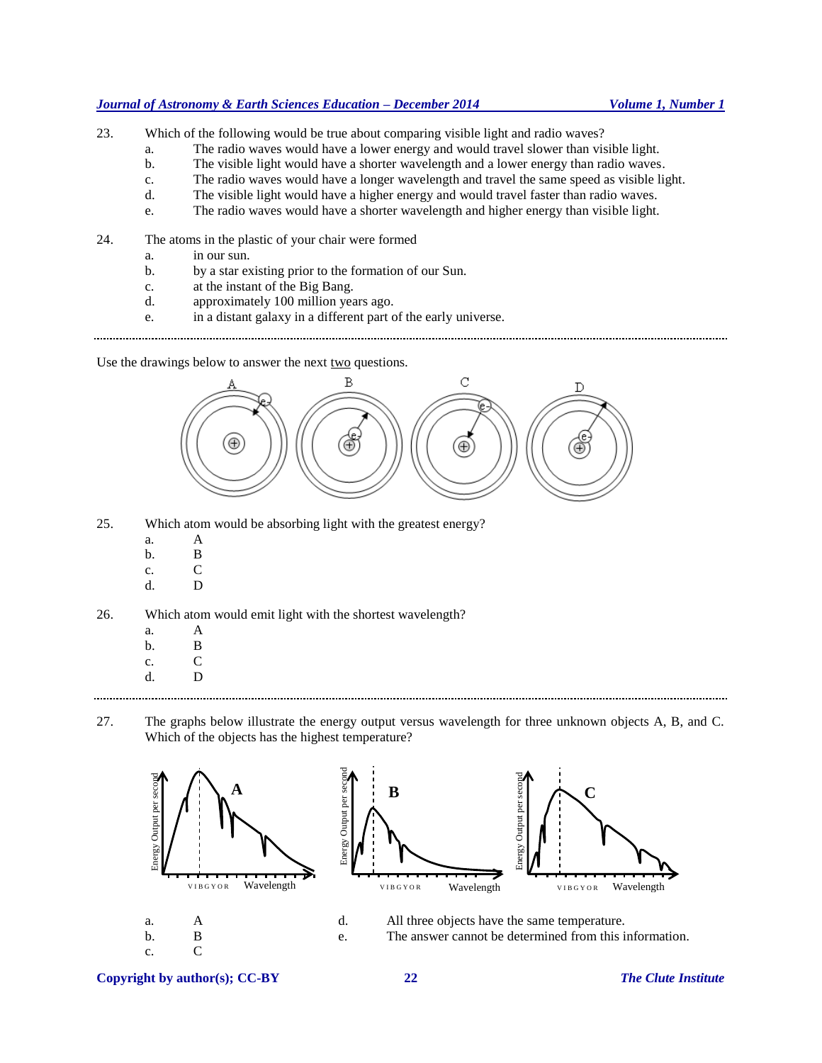23. Which of the following would be true about comparing visible light and radio waves?
    a. The radio waves would have a lower energy and would travel slower than visible light.
    b. The visible light would have a shorter wavelength and a lower energy than radio waves.
    c. The radio waves would have a longer wavelength and travel the same speed as visible light.
    d. The visible light would have a higher energy and would travel faster than radio waves.
    e. The radio waves would have a shorter wavelength and higher energy than visible light.

24. The atoms in the plastic of your chair were formed
    a. in our sun.
    b. by a star existing prior to the formation of our Sun.
    c. at the instant of the Big Bang.
    d. approximately 100 million years ago.
    e. in a distant galaxy in a different part of the early universe.

---

Use the drawings below to answer the next two questions.

A B C D

25. Which atom would be absorbing light with the greatest energy?
    a. A
    b. B
    c. C
    d. D

26. Which atom would emit light with the shortest wavelength?
    a. A
    b. B
    c. C
    d. D

---

27. The graphs below illustrate the energy output versus wavelength for three unknown objects A, B, and C. Which of the objects has the highest temperature?

A
Energy Output per second
V I B G Y O R
Wavelength

B
Energy Output per second
V I B G Y O R
Wavelength

C
Energy Output per second
V I B G Y O R
Wavelength

    a. A
    b. B
    c. C
    d. All three objects have the same temperature.
    e. The answer cannot be determined from this information.